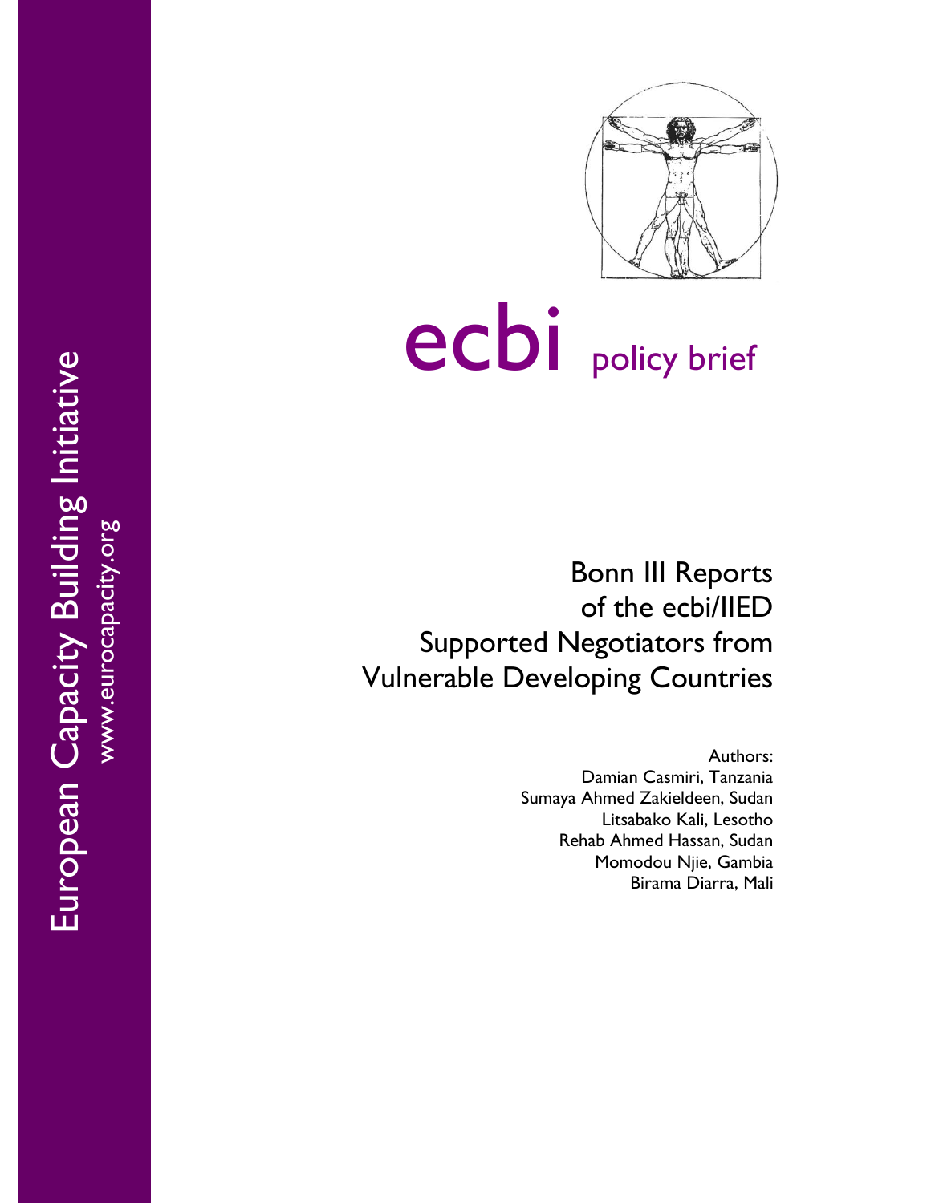European Capacity Building Initiative

www.eurocapacity.org

# ecbi policy brief

## Bonn III Reports of the ecbi/IIED Supported Negotiators from Vulnerable Developing Countries

Authors:
Damian Casmiri, Tanzania
Sumaya Ahmed Zakieldeen, Sudan
Litsabako Kali, Lesotho
Rehab Ahmed Hassan, Sudan
Momodou Njie, Gambia
Birama Diarra, Mali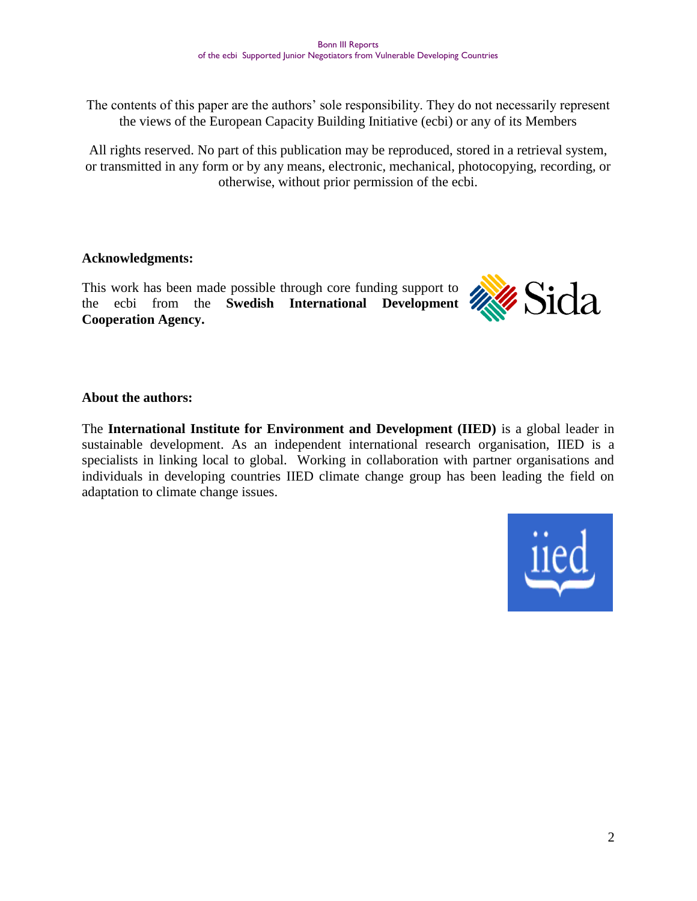The contents of this paper are the authors' sole responsibility. They do not necessarily represent the views of the European Capacity Building Initiative (ecbi) or any of its Members

All rights reserved. No part of this publication may be reproduced, stored in a retrieval system, or transmitted in any form or by any means, electronic, mechanical, photocopying, recording, or otherwise, without prior permission of the ecbi.

**Acknowledgments:**

This work has been made possible through core funding support to the ecbi from the **Swedish International Development Cooperation Agency.**

**About the authors:**

The **International Institute for Environment and Development (IIED)** is a global leader in sustainable development. As an independent international research organisation, IIED is a specialists in linking local to global. Working in collaboration with partner organisations and individuals in developing countries IIED climate change group has been leading the field on adaptation to climate change issues.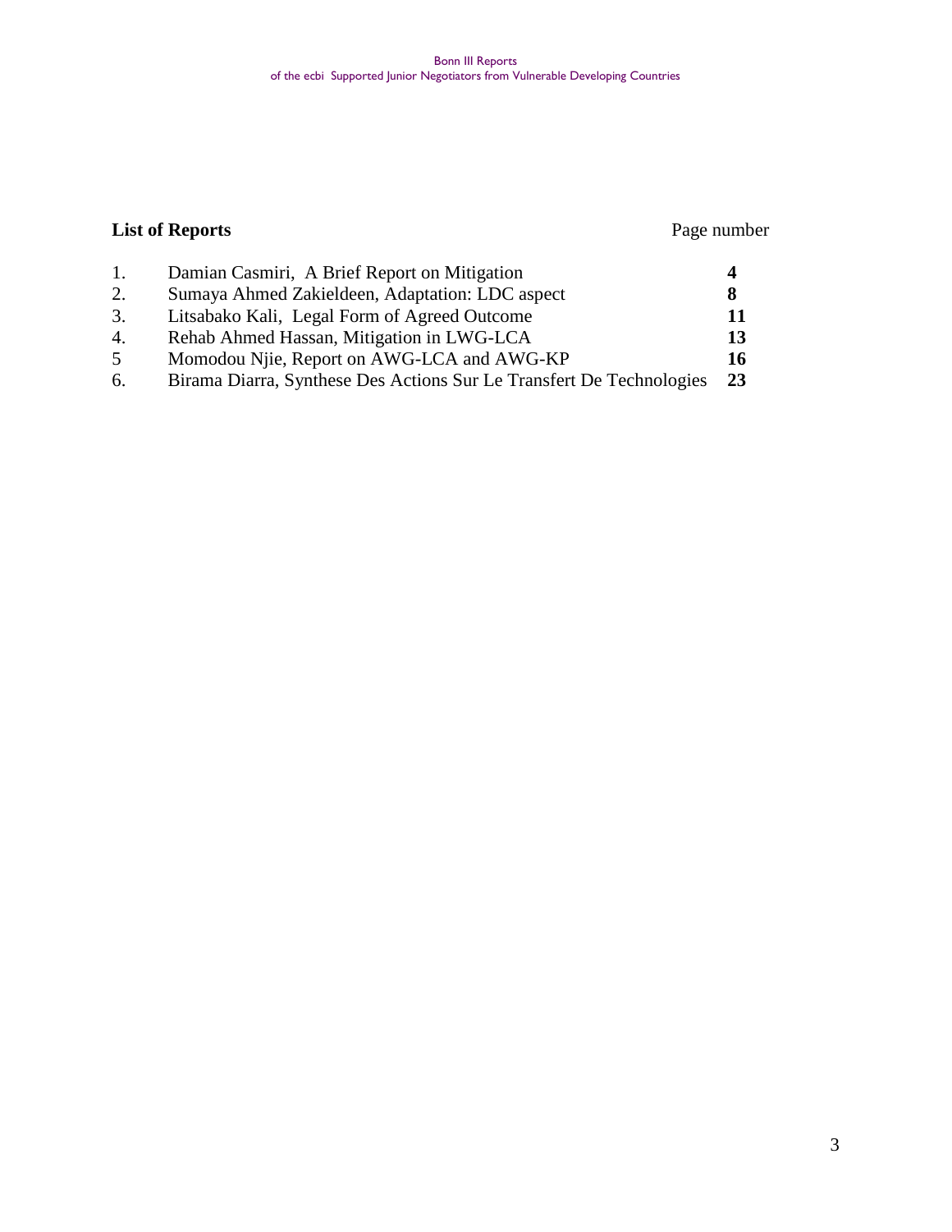## List of Reports

| | | Page number |
|---|---|---|
| 1. | Damian Casmiri, A Brief Report on Mitigation | **4** |
| 2. | Sumaya Ahmed Zakieldeen, Adaptation: LDC aspect | **8** |
| 3. | Litsabako Kali, Legal Form of Agreed Outcome | **11** |
| 4. | Rehab Ahmed Hassan, Mitigation in LWG-LCA | **13** |
| 5 | Momodou Njie, Report on AWG-LCA and AWG-KP | **16** |
| 6. | Birama Diarra, Synthese Des Actions Sur Le Transfert De Technologies | **23** |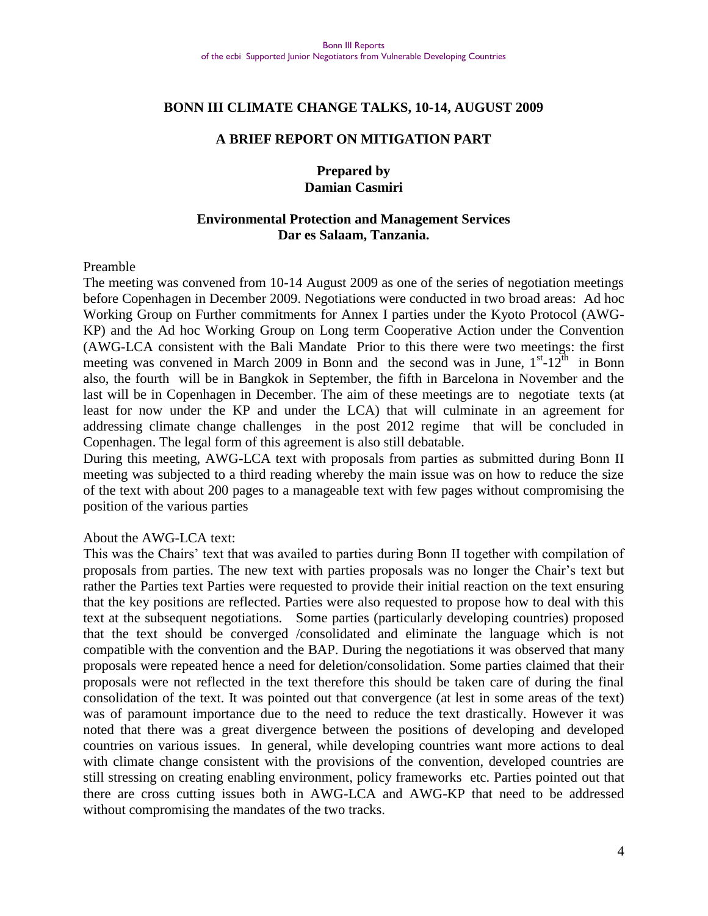## BONN III CLIMATE CHANGE TALKS, 10-14, AUGUST 2009

### A BRIEF REPORT ON MITIGATION PART

**Prepared by**
**Damian Casmiri**

**Environmental Protection and Management Services**
**Dar es Salaam, Tanzania.**

Preamble

The meeting was convened from 10-14 August 2009 as one of the series of negotiation meetings before Copenhagen in December 2009. Negotiations were conducted in two broad areas: Ad hoc Working Group on Further commitments for Annex I parties under the Kyoto Protocol (AWG-KP) and the Ad hoc Working Group on Long term Cooperative Action under the Convention (AWG-LCA consistent with the Bali Mandate Prior to this there were two meetings: the first meeting was convened in March 2009 in Bonn and the second was in June, 1[st]-12[th] in Bonn also, the fourth will be in Bangkok in September, the fifth in Barcelona in November and the last will be in Copenhagen in December. The aim of these meetings are to negotiate texts (at least for now under the KP and under the LCA) that will culminate in an agreement for addressing climate change challenges in the post 2012 regime that will be concluded in Copenhagen. The legal form of this agreement is also still debatable.

During this meeting, AWG-LCA text with proposals from parties as submitted during Bonn II meeting was subjected to a third reading whereby the main issue was on how to reduce the size of the text with about 200 pages to a manageable text with few pages without compromising the position of the various parties

About the AWG-LCA text:

This was the Chairs' text that was availed to parties during Bonn II together with compilation of proposals from parties. The new text with parties proposals was no longer the Chair's text but rather the Parties text Parties were requested to provide their initial reaction on the text ensuring that the key positions are reflected. Parties were also requested to propose how to deal with this text at the subsequent negotiations. Some parties (particularly developing countries) proposed that the text should be converged /consolidated and eliminate the language which is not compatible with the convention and the BAP. During the negotiations it was observed that many proposals were repeated hence a need for deletion/consolidation. Some parties claimed that their proposals were not reflected in the text therefore this should be taken care of during the final consolidation of the text. It was pointed out that convergence (at lest in some areas of the text) was of paramount importance due to the need to reduce the text drastically. However it was noted that there was a great divergence between the positions of developing and developed countries on various issues. In general, while developing countries want more actions to deal with climate change consistent with the provisions of the convention, developed countries are still stressing on creating enabling environment, policy frameworks etc. Parties pointed out that there are cross cutting issues both in AWG-LCA and AWG-KP that need to be addressed without compromising the mandates of the two tracks.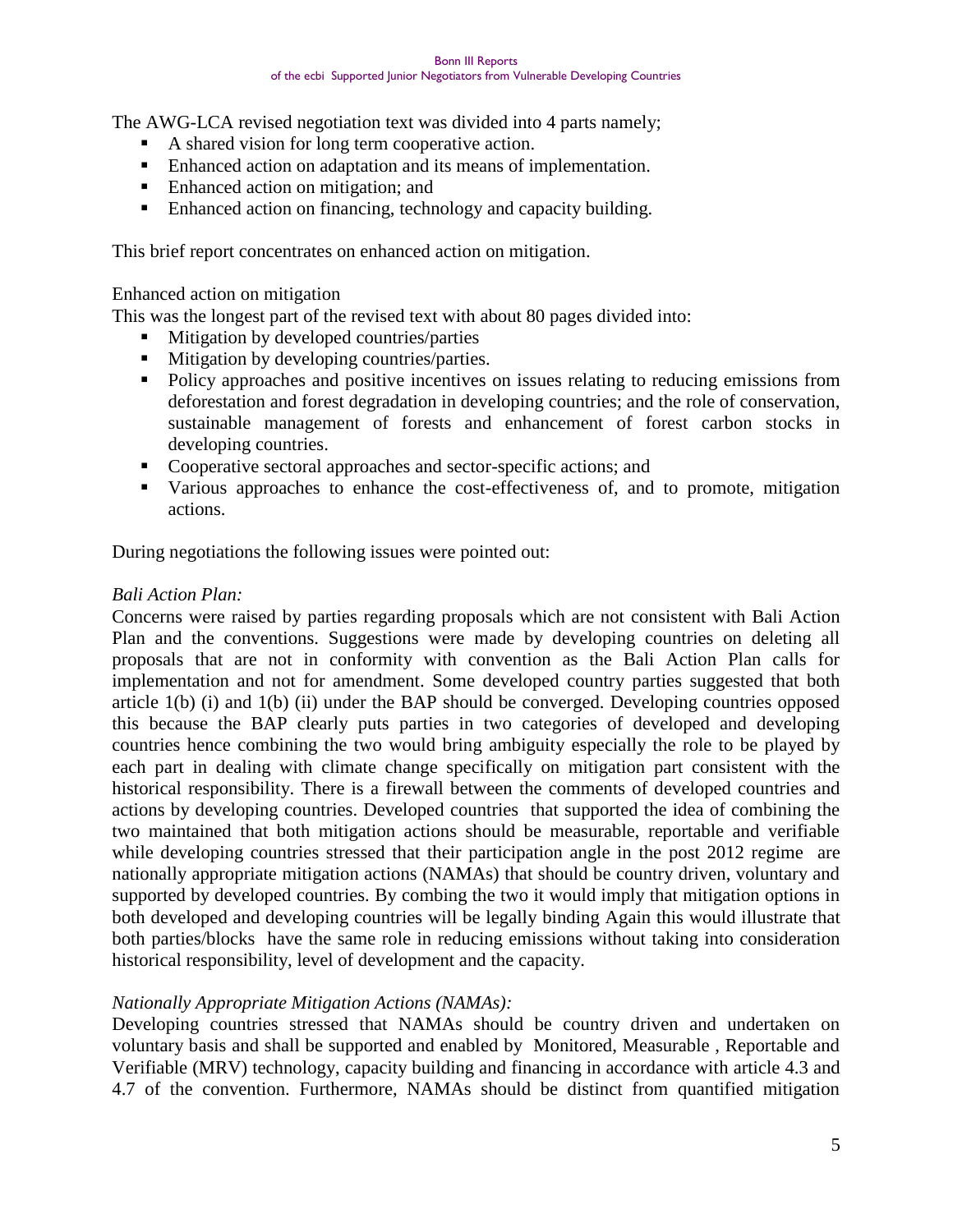The AWG-LCA revised negotiation text was divided into 4 parts namely;

- A shared vision for long term cooperative action.
- Enhanced action on adaptation and its means of implementation.
- Enhanced action on mitigation; and
- Enhanced action on financing, technology and capacity building.

This brief report concentrates on enhanced action on mitigation.

Enhanced action on mitigation

This was the longest part of the revised text with about 80 pages divided into:

- Mitigation by developed countries/parties
- Mitigation by developing countries/parties.
- Policy approaches and positive incentives on issues relating to reducing emissions from deforestation and forest degradation in developing countries; and the role of conservation, sustainable management of forests and enhancement of forest carbon stocks in developing countries.
- Cooperative sectoral approaches and sector-specific actions; and
- Various approaches to enhance the cost-effectiveness of, and to promote, mitigation actions.

During negotiations the following issues were pointed out:

*Bali Action Plan:*

Concerns were raised by parties regarding proposals which are not consistent with Bali Action Plan and the conventions. Suggestions were made by developing countries on deleting all proposals that are not in conformity with convention as the Bali Action Plan calls for implementation and not for amendment. Some developed country parties suggested that both article 1(b) (i) and 1(b) (ii) under the BAP should be converged. Developing countries opposed this because the BAP clearly puts parties in two categories of developed and developing countries hence combining the two would bring ambiguity especially the role to be played by each part in dealing with climate change specifically on mitigation part consistent with the historical responsibility. There is a firewall between the comments of developed countries and actions by developing countries. Developed countries that supported the idea of combining the two maintained that both mitigation actions should be measurable, reportable and verifiable while developing countries stressed that their participation angle in the post 2012 regime are nationally appropriate mitigation actions (NAMAs) that should be country driven, voluntary and supported by developed countries. By combing the two it would imply that mitigation options in both developed and developing countries will be legally binding Again this would illustrate that both parties/blocks have the same role in reducing emissions without taking into consideration historical responsibility, level of development and the capacity.

*Nationally Appropriate Mitigation Actions (NAMAs):*

Developing countries stressed that NAMAs should be country driven and undertaken on voluntary basis and shall be supported and enabled by Monitored, Measurable , Reportable and Verifiable (MRV) technology, capacity building and financing in accordance with article 4.3 and 4.7 of the convention. Furthermore, NAMAs should be distinct from quantified mitigation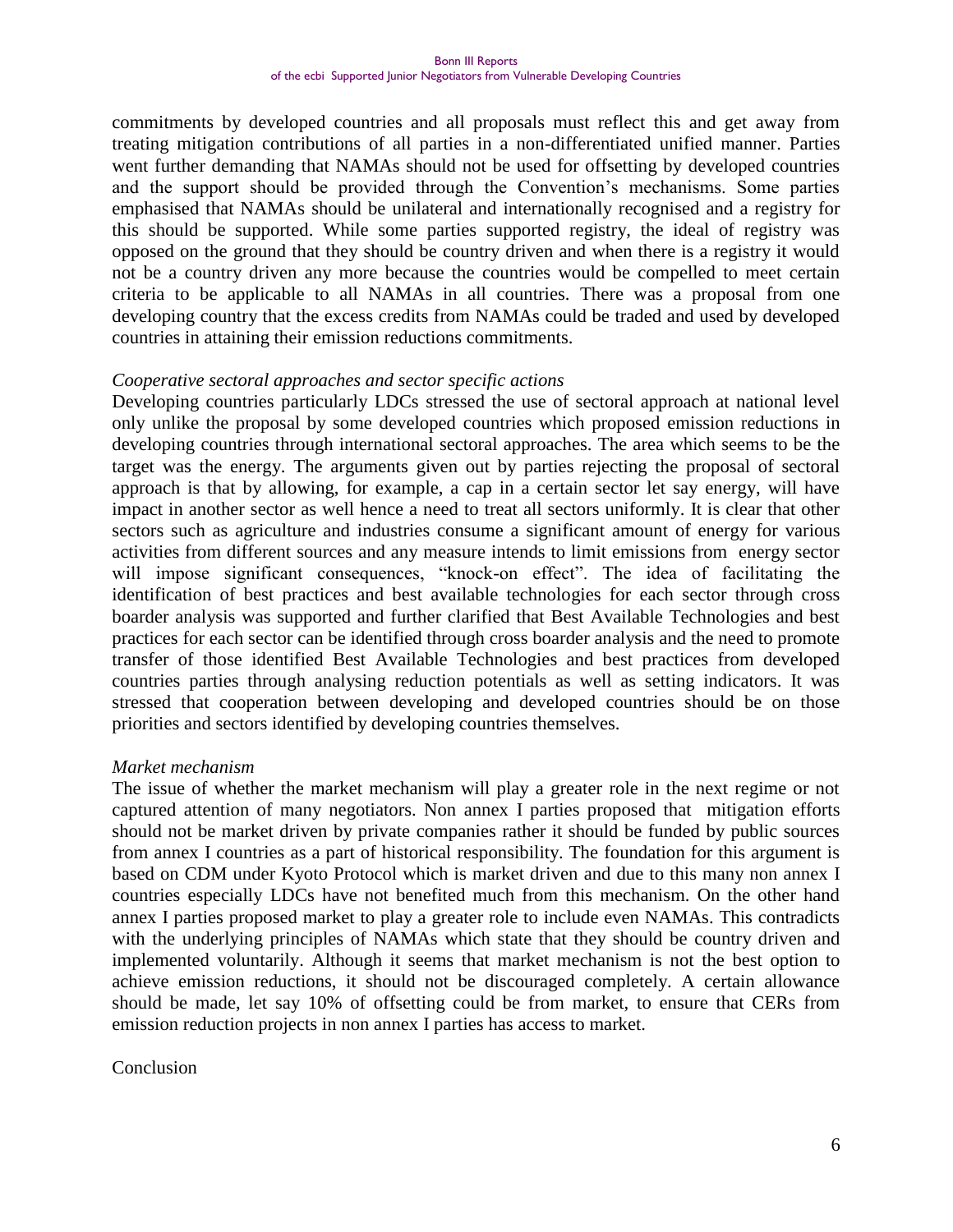commitments by developed countries and all proposals must reflect this and get away from treating mitigation contributions of all parties in a non-differentiated unified manner. Parties went further demanding that NAMAs should not be used for offsetting by developed countries and the support should be provided through the Convention's mechanisms. Some parties emphasised that NAMAs should be unilateral and internationally recognised and a registry for this should be supported. While some parties supported registry, the ideal of registry was opposed on the ground that they should be country driven and when there is a registry it would not be a country driven any more because the countries would be compelled to meet certain criteria to be applicable to all NAMAs in all countries. There was a proposal from one developing country that the excess credits from NAMAs could be traded and used by developed countries in attaining their emission reductions commitments.

*Cooperative sectoral approaches and sector specific actions*

Developing countries particularly LDCs stressed the use of sectoral approach at national level only unlike the proposal by some developed countries which proposed emission reductions in developing countries through international sectoral approaches. The area which seems to be the target was the energy. The arguments given out by parties rejecting the proposal of sectoral approach is that by allowing, for example, a cap in a certain sector let say energy, will have impact in another sector as well hence a need to treat all sectors uniformly. It is clear that other sectors such as agriculture and industries consume a significant amount of energy for various activities from different sources and any measure intends to limit emissions from energy sector will impose significant consequences, "knock-on effect". The idea of facilitating the identification of best practices and best available technologies for each sector through cross boarder analysis was supported and further clarified that Best Available Technologies and best practices for each sector can be identified through cross boarder analysis and the need to promote transfer of those identified Best Available Technologies and best practices from developed countries parties through analysing reduction potentials as well as setting indicators. It was stressed that cooperation between developing and developed countries should be on those priorities and sectors identified by developing countries themselves.

*Market mechanism*

The issue of whether the market mechanism will play a greater role in the next regime or not captured attention of many negotiators. Non annex I parties proposed that mitigation efforts should not be market driven by private companies rather it should be funded by public sources from annex I countries as a part of historical responsibility. The foundation for this argument is based on CDM under Kyoto Protocol which is market driven and due to this many non annex I countries especially LDCs have not benefited much from this mechanism. On the other hand annex I parties proposed market to play a greater role to include even NAMAs. This contradicts with the underlying principles of NAMAs which state that they should be country driven and implemented voluntarily. Although it seems that market mechanism is not the best option to achieve emission reductions, it should not be discouraged completely. A certain allowance should be made, let say 10% of offsetting could be from market, to ensure that CERs from emission reduction projects in non annex I parties has access to market.

Conclusion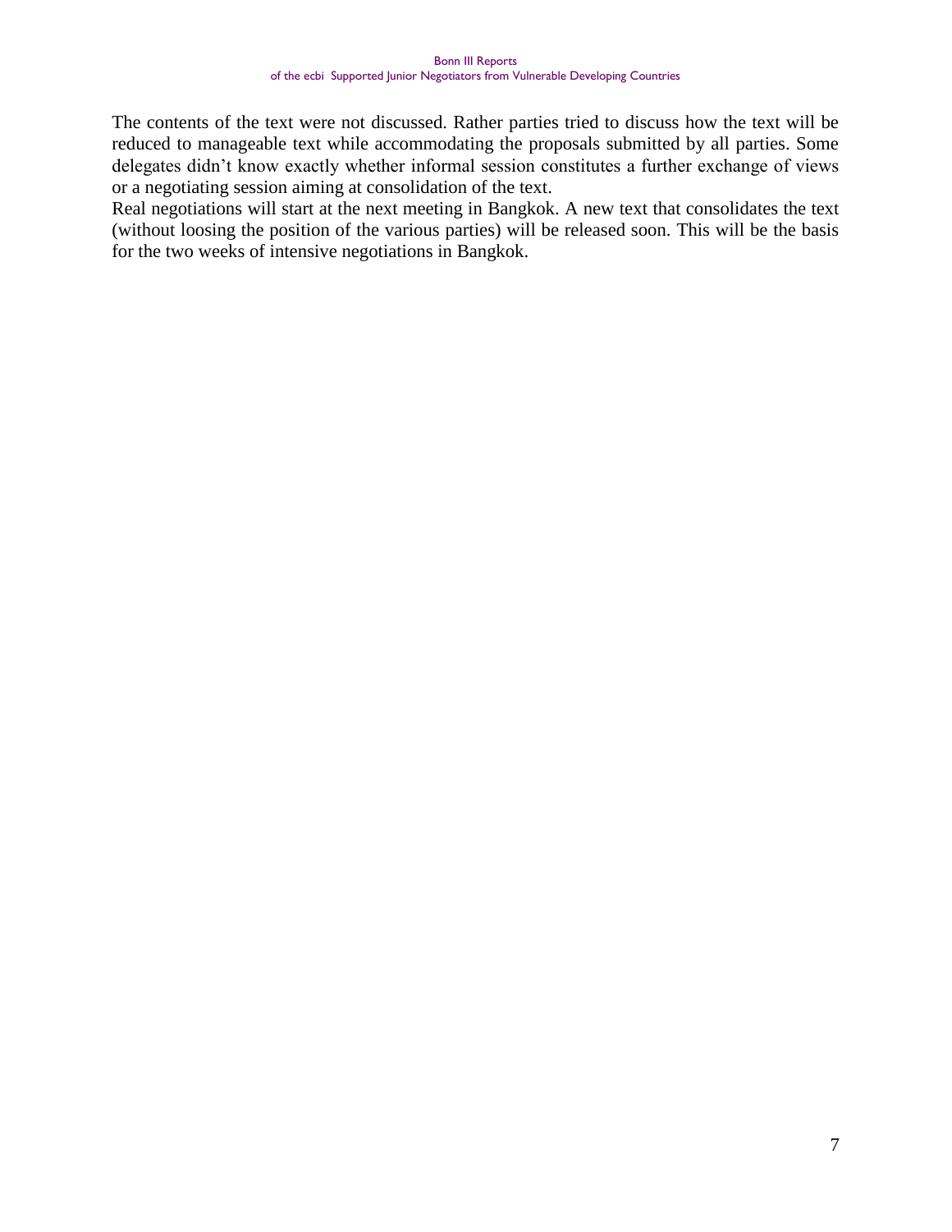The contents of the text were not discussed. Rather parties tried to discuss how the text will be reduced to manageable text while accommodating the proposals submitted by all parties. Some delegates didn't know exactly whether informal session constitutes a further exchange of views or a negotiating session aiming at consolidation of the text.

Real negotiations will start at the next meeting in Bangkok. A new text that consolidates the text (without loosing the position of the various parties) will be released soon. This will be the basis for the two weeks of intensive negotiations in Bangkok.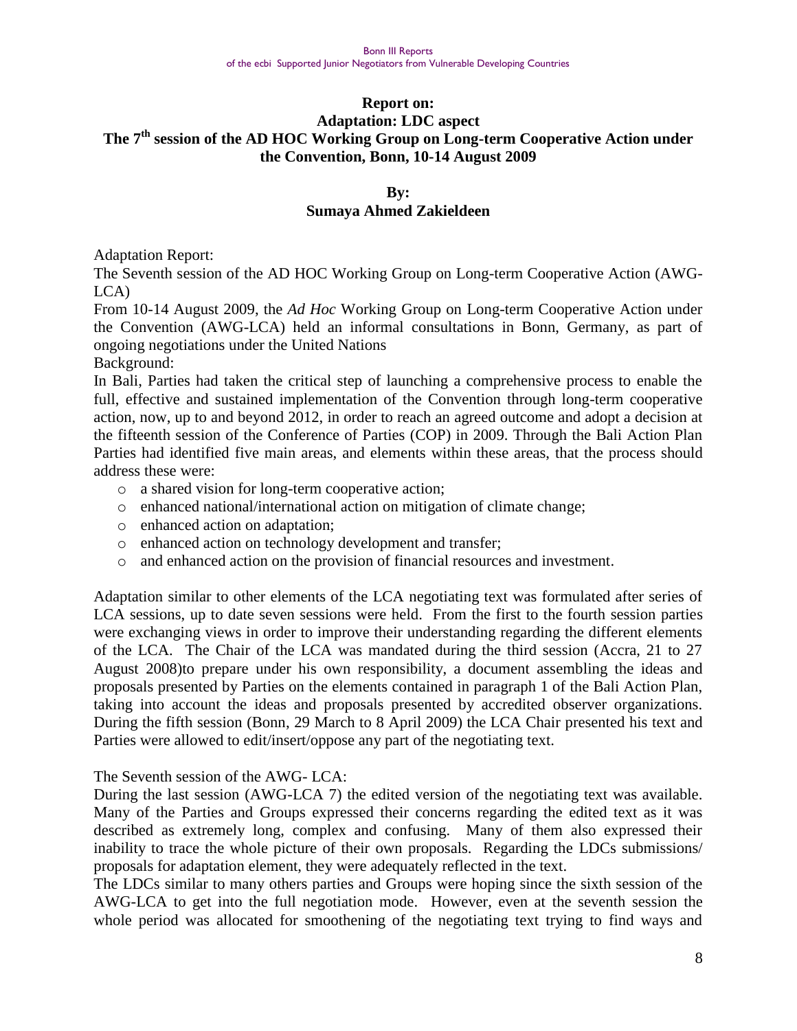**Report on:**
**Adaptation: LDC aspect**
**The 7th session of the AD HOC Working Group on Long-term Cooperative Action under the Convention, Bonn, 10-14 August 2009**

**By:**
**Sumaya Ahmed Zakieldeen**

Adaptation Report:

The Seventh session of the AD HOC Working Group on Long-term Cooperative Action (AWG-LCA)

From 10-14 August 2009, the *Ad Hoc* Working Group on Long-term Cooperative Action under the Convention (AWG-LCA) held an informal consultations in Bonn, Germany, as part of ongoing negotiations under the United Nations

Background:

In Bali, Parties had taken the critical step of launching a comprehensive process to enable the full, effective and sustained implementation of the Convention through long-term cooperative action, now, up to and beyond 2012, in order to reach an agreed outcome and adopt a decision at the fifteenth session of the Conference of Parties (COP) in 2009. Through the Bali Action Plan Parties had identified five main areas, and elements within these areas, that the process should address these were:

- a shared vision for long-term cooperative action;
- enhanced national/international action on mitigation of climate change;
- enhanced action on adaptation;
- enhanced action on technology development and transfer;
- and enhanced action on the provision of financial resources and investment.

Adaptation similar to other elements of the LCA negotiating text was formulated after series of LCA sessions, up to date seven sessions were held. From the first to the fourth session parties were exchanging views in order to improve their understanding regarding the different elements of the LCA. The Chair of the LCA was mandated during the third session (Accra, 21 to 27 August 2008)to prepare under his own responsibility, a document assembling the ideas and proposals presented by Parties on the elements contained in paragraph 1 of the Bali Action Plan, taking into account the ideas and proposals presented by accredited observer organizations. During the fifth session (Bonn, 29 March to 8 April 2009) the LCA Chair presented his text and Parties were allowed to edit/insert/oppose any part of the negotiating text.

The Seventh session of the AWG- LCA:

During the last session (AWG-LCA 7) the edited version of the negotiating text was available. Many of the Parties and Groups expressed their concerns regarding the edited text as it was described as extremely long, complex and confusing. Many of them also expressed their inability to trace the whole picture of their own proposals. Regarding the LDCs submissions/ proposals for adaptation element, they were adequately reflected in the text.

The LDCs similar to many others parties and Groups were hoping since the sixth session of the AWG-LCA to get into the full negotiation mode. However, even at the seventh session the whole period was allocated for smoothening of the negotiating text trying to find ways and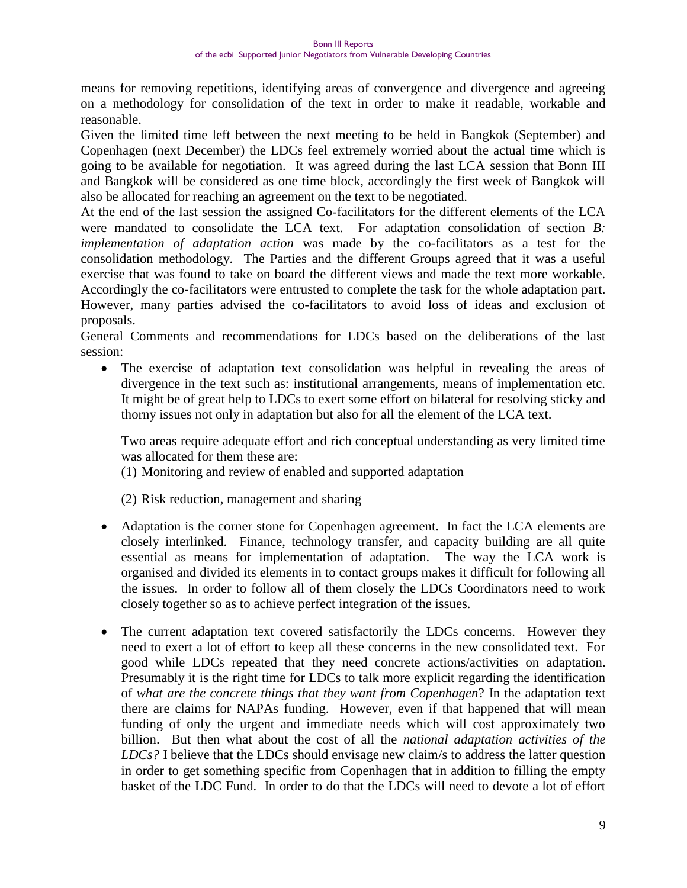means for removing repetitions, identifying areas of convergence and divergence and agreeing on a methodology for consolidation of the text in order to make it readable, workable and reasonable.

Given the limited time left between the next meeting to be held in Bangkok (September) and Copenhagen (next December) the LDCs feel extremely worried about the actual time which is going to be available for negotiation. It was agreed during the last LCA session that Bonn III and Bangkok will be considered as one time block, accordingly the first week of Bangkok will also be allocated for reaching an agreement on the text to be negotiated.

At the end of the last session the assigned Co-facilitators for the different elements of the LCA were mandated to consolidate the LCA text. For adaptation consolidation of section *B: implementation of adaptation action* was made by the co-facilitators as a test for the consolidation methodology. The Parties and the different Groups agreed that it was a useful exercise that was found to take on board the different views and made the text more workable. Accordingly the co-facilitators were entrusted to complete the task for the whole adaptation part. However, many parties advised the co-facilitators to avoid loss of ideas and exclusion of proposals.

General Comments and recommendations for LDCs based on the deliberations of the last session:

- The exercise of adaptation text consolidation was helpful in revealing the areas of divergence in the text such as: institutional arrangements, means of implementation etc. It might be of great help to LDCs to exert some effort on bilateral for resolving sticky and thorny issues not only in adaptation but also for all the element of the LCA text.

  Two areas require adequate effort and rich conceptual understanding as very limited time was allocated for them these are:

  (1) Monitoring and review of enabled and supported adaptation

  (2) Risk reduction, management and sharing

- Adaptation is the corner stone for Copenhagen agreement. In fact the LCA elements are closely interlinked. Finance, technology transfer, and capacity building are all quite essential as means for implementation of adaptation. The way the LCA work is organised and divided its elements in to contact groups makes it difficult for following all the issues. In order to follow all of them closely the LDCs Coordinators need to work closely together so as to achieve perfect integration of the issues.

- The current adaptation text covered satisfactorily the LDCs concerns. However they need to exert a lot of effort to keep all these concerns in the new consolidated text. For good while LDCs repeated that they need concrete actions/activities on adaptation. Presumably it is the right time for LDCs to talk more explicit regarding the identification of *what are the concrete things that they want from Copenhagen*? In the adaptation text there are claims for NAPAs funding. However, even if that happened that will mean funding of only the urgent and immediate needs which will cost approximately two billion. But then what about the cost of all the *national adaptation activities of the LDCs?* I believe that the LDCs should envisage new claim/s to address the latter question in order to get something specific from Copenhagen that in addition to filling the empty basket of the LDC Fund. In order to do that the LDCs will need to devote a lot of effort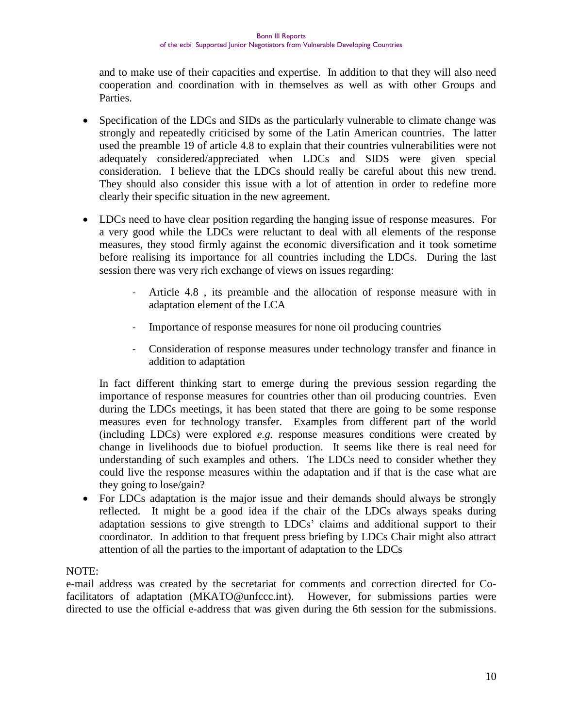and to make use of their capacities and expertise. In addition to that they will also need cooperation and coordination with in themselves as well as with other Groups and Parties.

- Specification of the LDCs and SIDs as the particularly vulnerable to climate change was strongly and repeatedly criticised by some of the Latin American countries. The latter used the preamble 19 of article 4.8 to explain that their countries vulnerabilities were not adequately considered/appreciated when LDCs and SIDS were given special consideration. I believe that the LDCs should really be careful about this new trend. They should also consider this issue with a lot of attention in order to redefine more clearly their specific situation in the new agreement.

- LDCs need to have clear position regarding the hanging issue of response measures. For a very good while the LDCs were reluctant to deal with all elements of the response measures, they stood firmly against the economic diversification and it took sometime before realising its importance for all countries including the LDCs. During the last session there was very rich exchange of views on issues regarding:

  - Article 4.8 , its preamble and the allocation of response measure with in adaptation element of the LCA
  - Importance of response measures for none oil producing countries
  - Consideration of response measures under technology transfer and finance in addition to adaptation

  In fact different thinking start to emerge during the previous session regarding the importance of response measures for countries other than oil producing countries. Even during the LDCs meetings, it has been stated that there are going to be some response measures even for technology transfer. Examples from different part of the world (including LDCs) were explored *e.g.* response measures conditions were created by change in livelihoods due to biofuel production. It seems like there is real need for understanding of such examples and others. The LDCs need to consider whether they could live the response measures within the adaptation and if that is the case what are they going to lose/gain?

- For LDCs adaptation is the major issue and their demands should always be strongly reflected. It might be a good idea if the chair of the LDCs always speaks during adaptation sessions to give strength to LDCs' claims and additional support to their coordinator. In addition to that frequent press briefing by LDCs Chair might also attract attention of all the parties to the important of adaptation to the LDCs

NOTE:

e-mail address was created by the secretariat for comments and correction directed for Co-facilitators of adaptation (MKATO@unfccc.int). However, for submissions parties were directed to use the official e-address that was given during the 6th session for the submissions.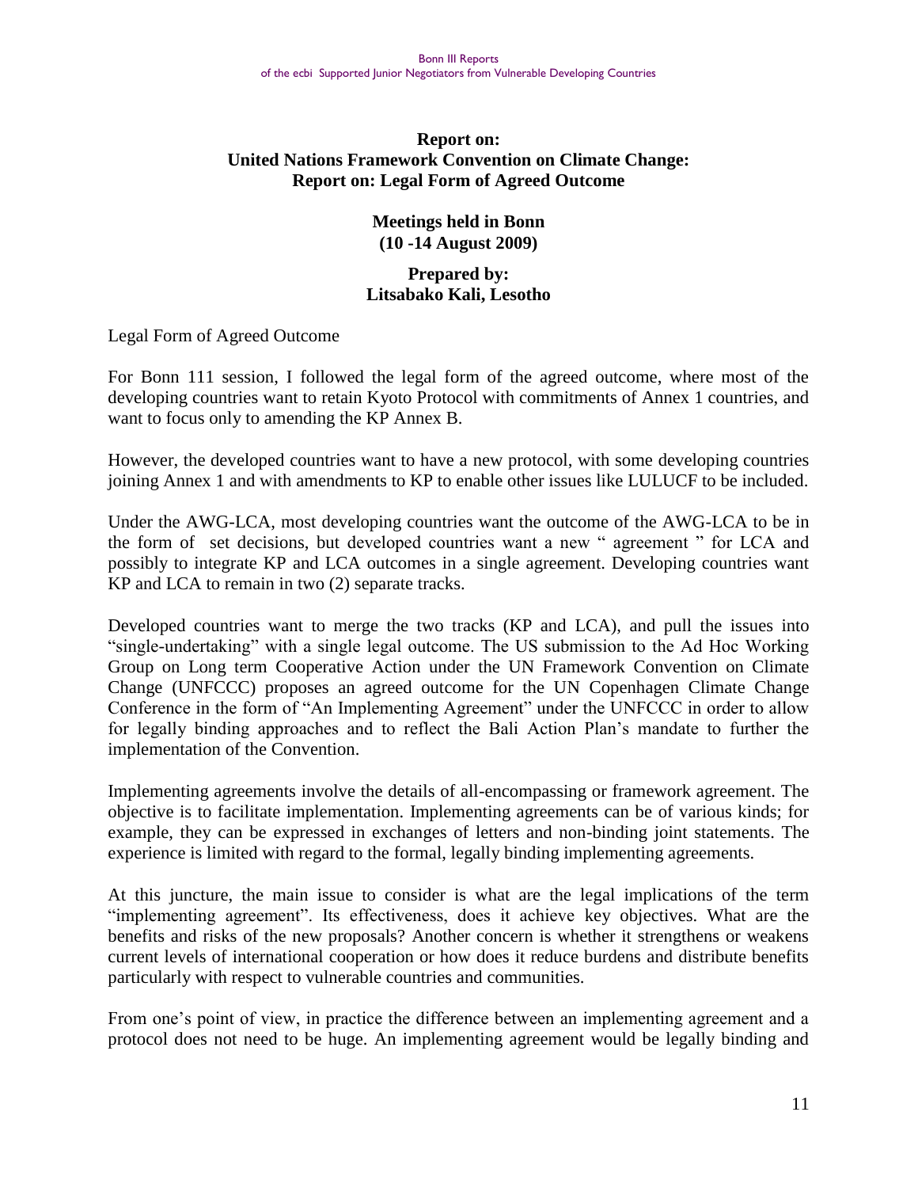**Report on:**
**United Nations Framework Convention on Climate Change:**
**Report on: Legal Form of Agreed Outcome**

**Meetings held in Bonn**
**(10 -14 August 2009)**

**Prepared by:**
**Litsabako Kali, Lesotho**

Legal Form of Agreed Outcome

For Bonn 111 session, I followed the legal form of the agreed outcome, where most of the developing countries want to retain Kyoto Protocol with commitments of Annex 1 countries, and want to focus only to amending the KP Annex B.

However, the developed countries want to have a new protocol, with some developing countries joining Annex 1 and with amendments to KP to enable other issues like LULUCF to be included.

Under the AWG-LCA, most developing countries want the outcome of the AWG-LCA to be in the form of set decisions, but developed countries want a new " agreement " for LCA and possibly to integrate KP and LCA outcomes in a single agreement. Developing countries want KP and LCA to remain in two (2) separate tracks.

Developed countries want to merge the two tracks (KP and LCA), and pull the issues into "single-undertaking" with a single legal outcome. The US submission to the Ad Hoc Working Group on Long term Cooperative Action under the UN Framework Convention on Climate Change (UNFCCC) proposes an agreed outcome for the UN Copenhagen Climate Change Conference in the form of "An Implementing Agreement" under the UNFCCC in order to allow for legally binding approaches and to reflect the Bali Action Plan's mandate to further the implementation of the Convention.

Implementing agreements involve the details of all-encompassing or framework agreement. The objective is to facilitate implementation. Implementing agreements can be of various kinds; for example, they can be expressed in exchanges of letters and non-binding joint statements. The experience is limited with regard to the formal, legally binding implementing agreements.

At this juncture, the main issue to consider is what are the legal implications of the term "implementing agreement". Its effectiveness, does it achieve key objectives. What are the benefits and risks of the new proposals? Another concern is whether it strengthens or weakens current levels of international cooperation or how does it reduce burdens and distribute benefits particularly with respect to vulnerable countries and communities.

From one's point of view, in practice the difference between an implementing agreement and a protocol does not need to be huge. An implementing agreement would be legally binding and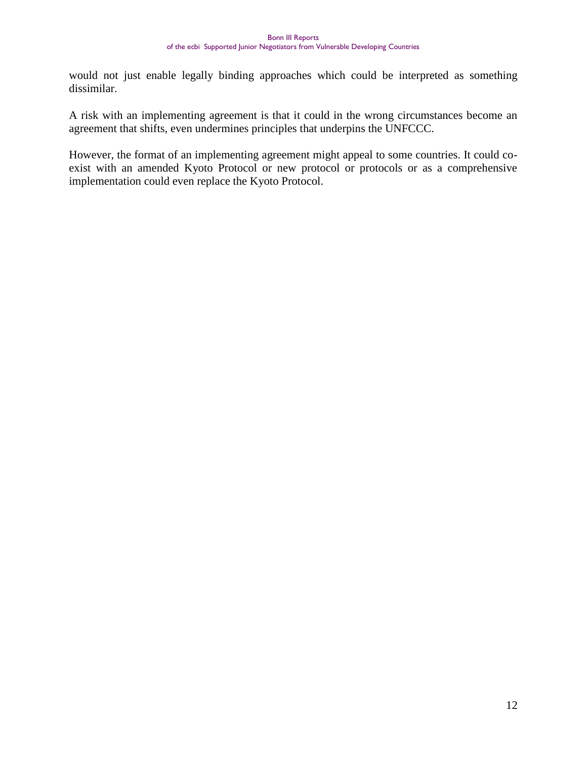would not just enable legally binding approaches which could be interpreted as something dissimilar.

A risk with an implementing agreement is that it could in the wrong circumstances become an agreement that shifts, even undermines principles that underpins the UNFCCC.

However, the format of an implementing agreement might appeal to some countries. It could co-exist with an amended Kyoto Protocol or new protocol or protocols or as a comprehensive implementation could even replace the Kyoto Protocol.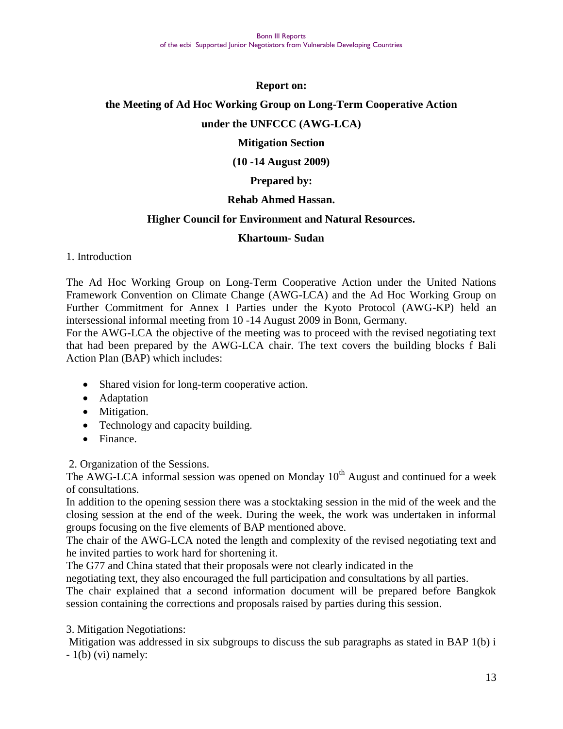**Report on:**

**the Meeting of Ad Hoc Working Group on Long-Term Cooperative Action**

**under the UNFCCC (AWG-LCA)**

**Mitigation Section**

**(10 -14 August 2009)**

**Prepared by:**

**Rehab Ahmed Hassan.**

**Higher Council for Environment and Natural Resources.**

**Khartoum- Sudan**

1. Introduction

The Ad Hoc Working Group on Long-Term Cooperative Action under the United Nations Framework Convention on Climate Change (AWG-LCA) and the Ad Hoc Working Group on Further Commitment for Annex I Parties under the Kyoto Protocol (AWG-KP) held an intersessional informal meeting from 10 -14 August 2009 in Bonn, Germany.

For the AWG-LCA the objective of the meeting was to proceed with the revised negotiating text that had been prepared by the AWG-LCA chair. The text covers the building blocks f Bali Action Plan (BAP) which includes:

- Shared vision for long-term cooperative action.
- Adaptation
- Mitigation.
- Technology and capacity building.
- Finance.

2. Organization of the Sessions.

The AWG-LCA informal session was opened on Monday 10th August and continued for a week of consultations.

In addition to the opening session there was a stocktaking session in the mid of the week and the closing session at the end of the week. During the week, the work was undertaken in informal groups focusing on the five elements of BAP mentioned above.

The chair of the AWG-LCA noted the length and complexity of the revised negotiating text and he invited parties to work hard for shortening it.

The G77 and China stated that their proposals were not clearly indicated in the negotiating text, they also encouraged the full participation and consultations by all parties.

The chair explained that a second information document will be prepared before Bangkok session containing the corrections and proposals raised by parties during this session.

3. Mitigation Negotiations:

Mitigation was addressed in six subgroups to discuss the sub paragraphs as stated in BAP 1(b) i - 1(b) (vi) namely: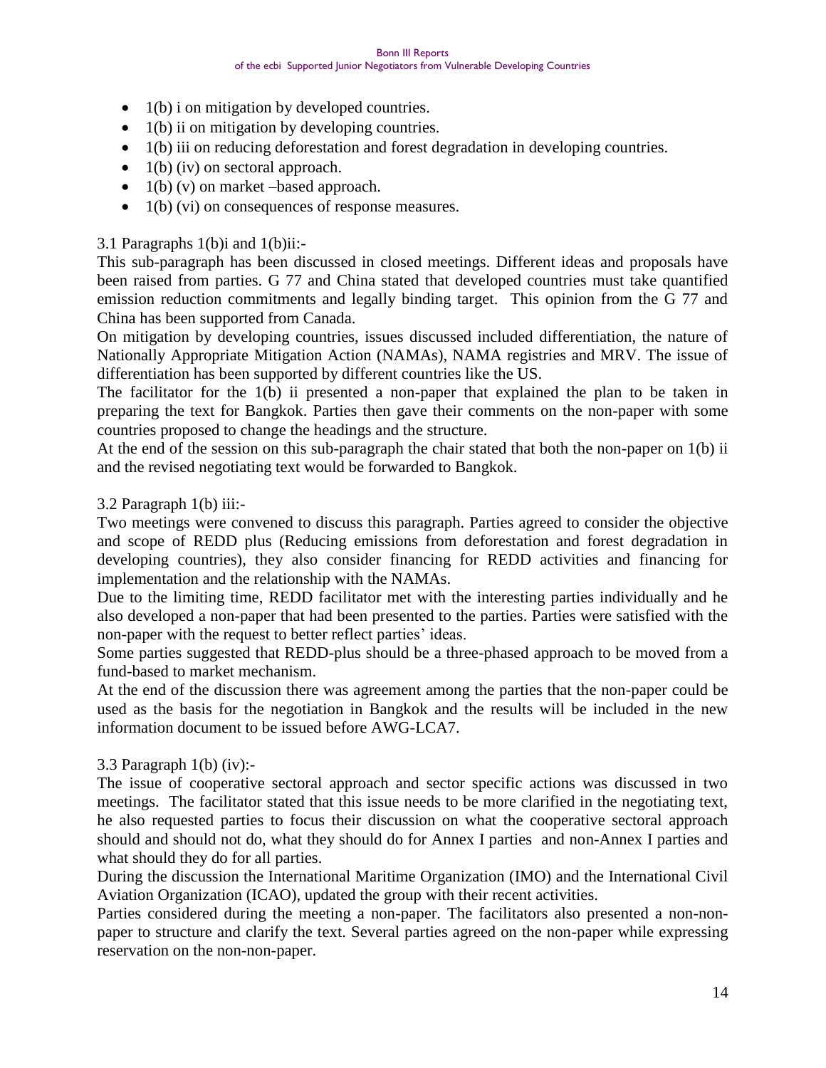- 1(b) i on mitigation by developed countries.
- 1(b) ii on mitigation by developing countries.
- 1(b) iii on reducing deforestation and forest degradation in developing countries.
- 1(b) (iv) on sectoral approach.
- 1(b) (v) on market –based approach.
- 1(b) (vi) on consequences of response measures.

3.1 Paragraphs 1(b)i and 1(b)ii:-

This sub-paragraph has been discussed in closed meetings. Different ideas and proposals have been raised from parties. G 77 and China stated that developed countries must take quantified emission reduction commitments and legally binding target. This opinion from the G 77 and China has been supported from Canada.

On mitigation by developing countries, issues discussed included differentiation, the nature of Nationally Appropriate Mitigation Action (NAMAs), NAMA registries and MRV. The issue of differentiation has been supported by different countries like the US.

The facilitator for the 1(b) ii presented a non-paper that explained the plan to be taken in preparing the text for Bangkok. Parties then gave their comments on the non-paper with some countries proposed to change the headings and the structure.

At the end of the session on this sub-paragraph the chair stated that both the non-paper on 1(b) ii and the revised negotiating text would be forwarded to Bangkok.

3.2 Paragraph 1(b) iii:-

Two meetings were convened to discuss this paragraph. Parties agreed to consider the objective and scope of REDD plus (Reducing emissions from deforestation and forest degradation in developing countries), they also consider financing for REDD activities and financing for implementation and the relationship with the NAMAs.

Due to the limiting time, REDD facilitator met with the interesting parties individually and he also developed a non-paper that had been presented to the parties. Parties were satisfied with the non-paper with the request to better reflect parties' ideas.

Some parties suggested that REDD-plus should be a three-phased approach to be moved from a fund-based to market mechanism.

At the end of the discussion there was agreement among the parties that the non-paper could be used as the basis for the negotiation in Bangkok and the results will be included in the new information document to be issued before AWG-LCA7.

3.3 Paragraph 1(b) (iv):-

The issue of cooperative sectoral approach and sector specific actions was discussed in two meetings. The facilitator stated that this issue needs to be more clarified in the negotiating text, he also requested parties to focus their discussion on what the cooperative sectoral approach should and should not do, what they should do for Annex I parties and non-Annex I parties and what should they do for all parties.

During the discussion the International Maritime Organization (IMO) and the International Civil Aviation Organization (ICAO), updated the group with their recent activities.

Parties considered during the meeting a non-paper. The facilitators also presented a non-non-paper to structure and clarify the text. Several parties agreed on the non-paper while expressing reservation on the non-non-paper.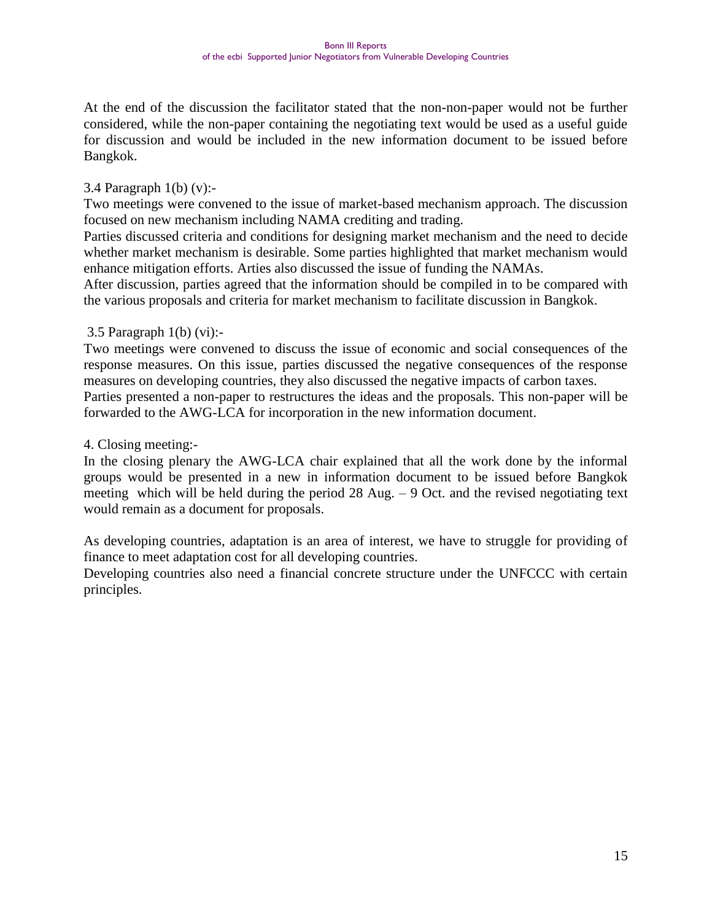At the end of the discussion the facilitator stated that the non-non-paper would not be further considered, while the non-paper containing the negotiating text would be used as a useful guide for discussion and would be included in the new information document to be issued before Bangkok.

3.4 Paragraph 1(b) (v):-

Two meetings were convened to the issue of market-based mechanism approach. The discussion focused on new mechanism including NAMA crediting and trading.

Parties discussed criteria and conditions for designing market mechanism and the need to decide whether market mechanism is desirable. Some parties highlighted that market mechanism would enhance mitigation efforts. Arties also discussed the issue of funding the NAMAs.

After discussion, parties agreed that the information should be compiled in to be compared with the various proposals and criteria for market mechanism to facilitate discussion in Bangkok.

3.5 Paragraph 1(b) (vi):-

Two meetings were convened to discuss the issue of economic and social consequences of the response measures. On this issue, parties discussed the negative consequences of the response measures on developing countries, they also discussed the negative impacts of carbon taxes.

Parties presented a non-paper to restructures the ideas and the proposals. This non-paper will be forwarded to the AWG-LCA for incorporation in the new information document.

4. Closing meeting:-

In the closing plenary the AWG-LCA chair explained that all the work done by the informal groups would be presented in a new in information document to be issued before Bangkok meeting which will be held during the period 28 Aug. – 9 Oct. and the revised negotiating text would remain as a document for proposals.

As developing countries, adaptation is an area of interest, we have to struggle for providing of finance to meet adaptation cost for all developing countries.

Developing countries also need a financial concrete structure under the UNFCCC with certain principles.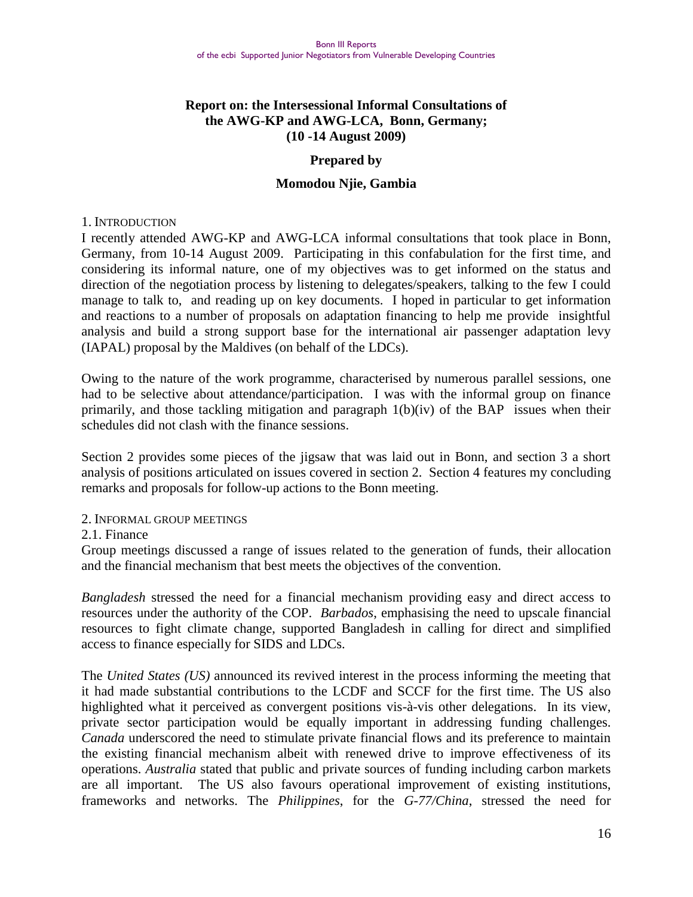# Report on: the Intersessional Informal Consultations of the AWG-KP and AWG-LCA, Bonn, Germany; (10 -14 August 2009)

**Prepared by**

**Momodou Njie, Gambia**

## 1. Introduction

I recently attended AWG-KP and AWG-LCA informal consultations that took place in Bonn, Germany, from 10-14 August 2009. Participating in this confabulation for the first time, and considering its informal nature, one of my objectives was to get informed on the status and direction of the negotiation process by listening to delegates/speakers, talking to the few I could manage to talk to, and reading up on key documents. I hoped in particular to get information and reactions to a number of proposals on adaptation financing to help me provide insightful analysis and build a strong support base for the international air passenger adaptation levy (IAPAL) proposal by the Maldives (on behalf of the LDCs).

Owing to the nature of the work programme, characterised by numerous parallel sessions, one had to be selective about attendance/participation. I was with the informal group on finance primarily, and those tackling mitigation and paragraph 1(b)(iv) of the BAP issues when their schedules did not clash with the finance sessions.

Section 2 provides some pieces of the jigsaw that was laid out in Bonn, and section 3 a short analysis of positions articulated on issues covered in section 2. Section 4 features my concluding remarks and proposals for follow-up actions to the Bonn meeting.

## 2. Informal group meetings

### 2.1. Finance

Group meetings discussed a range of issues related to the generation of funds, their allocation and the financial mechanism that best meets the objectives of the convention.

*Bangladesh* stressed the need for a financial mechanism providing easy and direct access to resources under the authority of the COP. *Barbados*, emphasising the need to upscale financial resources to fight climate change, supported Bangladesh in calling for direct and simplified access to finance especially for SIDS and LDCs.

The *United States (US)* announced its revived interest in the process informing the meeting that it had made substantial contributions to the LCDF and SCCF for the first time. The US also highlighted what it perceived as convergent positions vis-à-vis other delegations. In its view, private sector participation would be equally important in addressing funding challenges. *Canada* underscored the need to stimulate private financial flows and its preference to maintain the existing financial mechanism albeit with renewed drive to improve effectiveness of its operations. *Australia* stated that public and private sources of funding including carbon markets are all important. The US also favours operational improvement of existing institutions, frameworks and networks. The *Philippines*, for the *G-77/China*, stressed the need for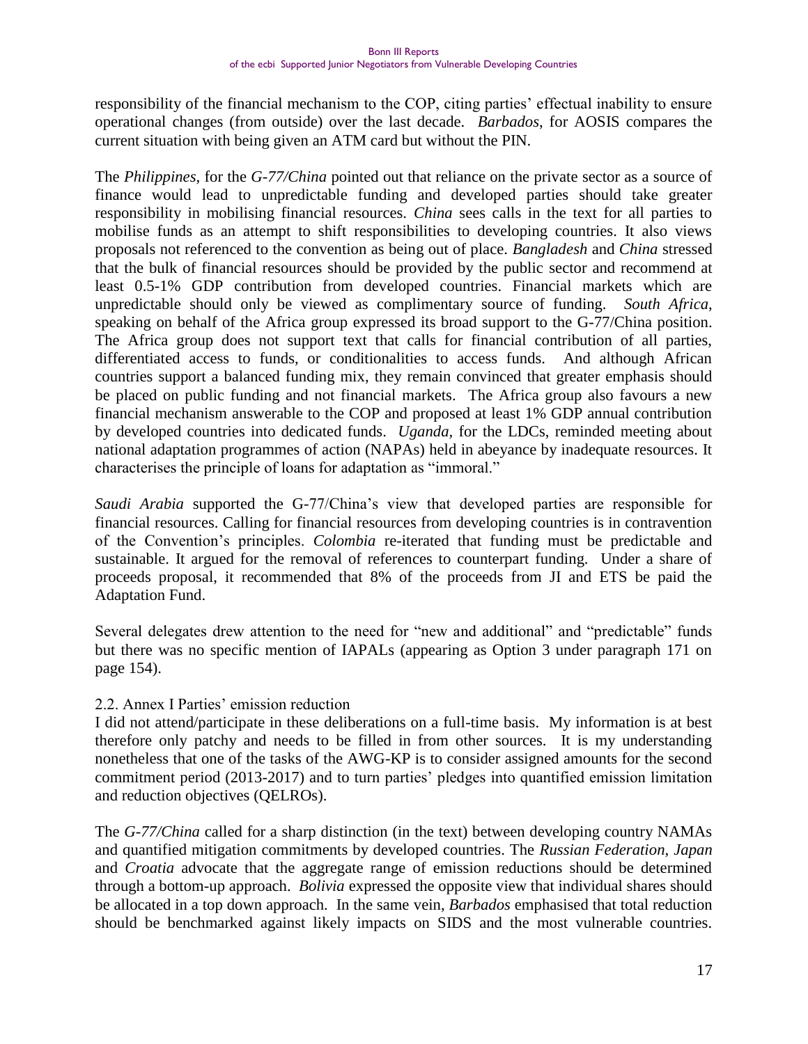responsibility of the financial mechanism to the COP, citing parties' effectual inability to ensure operational changes (from outside) over the last decade. *Barbados*, for AOSIS compares the current situation with being given an ATM card but without the PIN.

The *Philippines*, for the *G-77/China* pointed out that reliance on the private sector as a source of finance would lead to unpredictable funding and developed parties should take greater responsibility in mobilising financial resources. *China* sees calls in the text for all parties to mobilise funds as an attempt to shift responsibilities to developing countries. It also views proposals not referenced to the convention as being out of place. *Bangladesh* and *China* stressed that the bulk of financial resources should be provided by the public sector and recommend at least 0.5-1% GDP contribution from developed countries. Financial markets which are unpredictable should only be viewed as complimentary source of funding. *South Africa*, speaking on behalf of the Africa group expressed its broad support to the G-77/China position. The Africa group does not support text that calls for financial contribution of all parties, differentiated access to funds, or conditionalities to access funds. And although African countries support a balanced funding mix, they remain convinced that greater emphasis should be placed on public funding and not financial markets. The Africa group also favours a new financial mechanism answerable to the COP and proposed at least 1% GDP annual contribution by developed countries into dedicated funds. *Uganda*, for the LDCs, reminded meeting about national adaptation programmes of action (NAPAs) held in abeyance by inadequate resources. It characterises the principle of loans for adaptation as "immoral."

*Saudi Arabia* supported the G-77/China's view that developed parties are responsible for financial resources. Calling for financial resources from developing countries is in contravention of the Convention's principles. *Colombia* re-iterated that funding must be predictable and sustainable. It argued for the removal of references to counterpart funding. Under a share of proceeds proposal, it recommended that 8% of the proceeds from JI and ETS be paid the Adaptation Fund.

Several delegates drew attention to the need for "new and additional" and "predictable" funds but there was no specific mention of IAPALs (appearing as Option 3 under paragraph 171 on page 154).

### 2.2. Annex I Parties' emission reduction

I did not attend/participate in these deliberations on a full-time basis. My information is at best therefore only patchy and needs to be filled in from other sources. It is my understanding nonetheless that one of the tasks of the AWG-KP is to consider assigned amounts for the second commitment period (2013-2017) and to turn parties' pledges into quantified emission limitation and reduction objectives (QELROs).

The *G-77/China* called for a sharp distinction (in the text) between developing country NAMAs and quantified mitigation commitments by developed countries. The *Russian Federation*, *Japan* and *Croatia* advocate that the aggregate range of emission reductions should be determined through a bottom-up approach. *Bolivia* expressed the opposite view that individual shares should be allocated in a top down approach. In the same vein, *Barbados* emphasised that total reduction should be benchmarked against likely impacts on SIDS and the most vulnerable countries.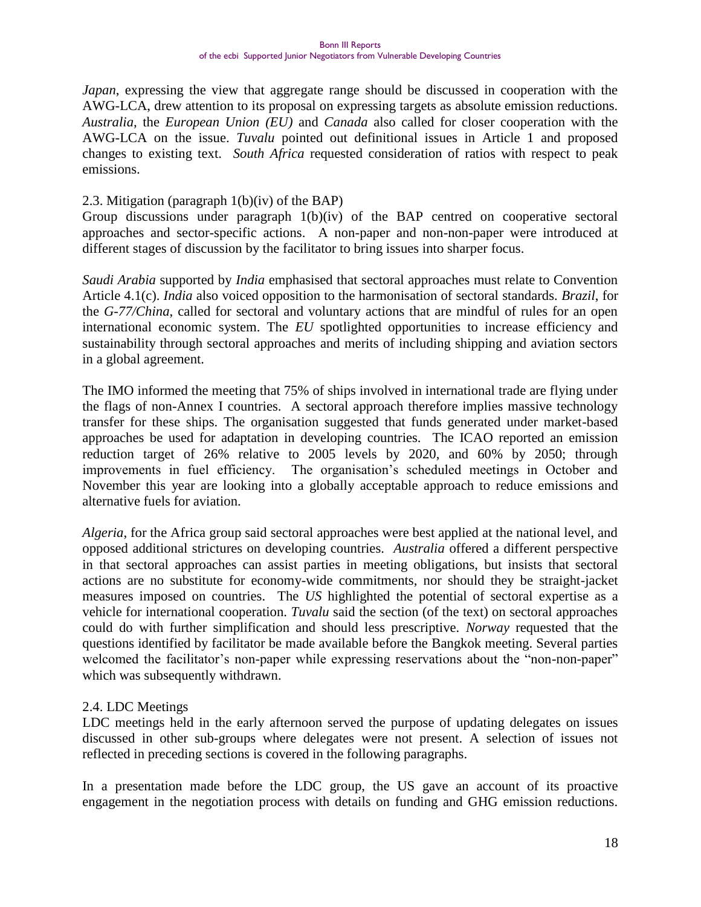*Japan*, expressing the view that aggregate range should be discussed in cooperation with the AWG-LCA, drew attention to its proposal on expressing targets as absolute emission reductions. *Australia*, the *European Union (EU)* and *Canada* also called for closer cooperation with the AWG-LCA on the issue. *Tuvalu* pointed out definitional issues in Article 1 and proposed changes to existing text. *South Africa* requested consideration of ratios with respect to peak emissions.

2.3. Mitigation (paragraph 1(b)(iv) of the BAP)

Group discussions under paragraph 1(b)(iv) of the BAP centred on cooperative sectoral approaches and sector-specific actions. A non-paper and non-non-paper were introduced at different stages of discussion by the facilitator to bring issues into sharper focus.

*Saudi Arabia* supported by *India* emphasised that sectoral approaches must relate to Convention Article 4.1(c). *India* also voiced opposition to the harmonisation of sectoral standards. *Brazil*, for the *G-77/China*, called for sectoral and voluntary actions that are mindful of rules for an open international economic system. The *EU* spotlighted opportunities to increase efficiency and sustainability through sectoral approaches and merits of including shipping and aviation sectors in a global agreement.

The IMO informed the meeting that 75% of ships involved in international trade are flying under the flags of non-Annex I countries. A sectoral approach therefore implies massive technology transfer for these ships. The organisation suggested that funds generated under market-based approaches be used for adaptation in developing countries. The ICAO reported an emission reduction target of 26% relative to 2005 levels by 2020, and 60% by 2050; through improvements in fuel efficiency. The organisation's scheduled meetings in October and November this year are looking into a globally acceptable approach to reduce emissions and alternative fuels for aviation.

*Algeria*, for the Africa group said sectoral approaches were best applied at the national level, and opposed additional strictures on developing countries. *Australia* offered a different perspective in that sectoral approaches can assist parties in meeting obligations, but insists that sectoral actions are no substitute for economy-wide commitments, nor should they be straight-jacket measures imposed on countries. The *US* highlighted the potential of sectoral expertise as a vehicle for international cooperation. *Tuvalu* said the section (of the text) on sectoral approaches could do with further simplification and should less prescriptive. *Norway* requested that the questions identified by facilitator be made available before the Bangkok meeting. Several parties welcomed the facilitator's non-paper while expressing reservations about the "non-non-paper" which was subsequently withdrawn.

2.4. LDC Meetings

LDC meetings held in the early afternoon served the purpose of updating delegates on issues discussed in other sub-groups where delegates were not present. A selection of issues not reflected in preceding sections is covered in the following paragraphs.

In a presentation made before the LDC group, the US gave an account of its proactive engagement in the negotiation process with details on funding and GHG emission reductions.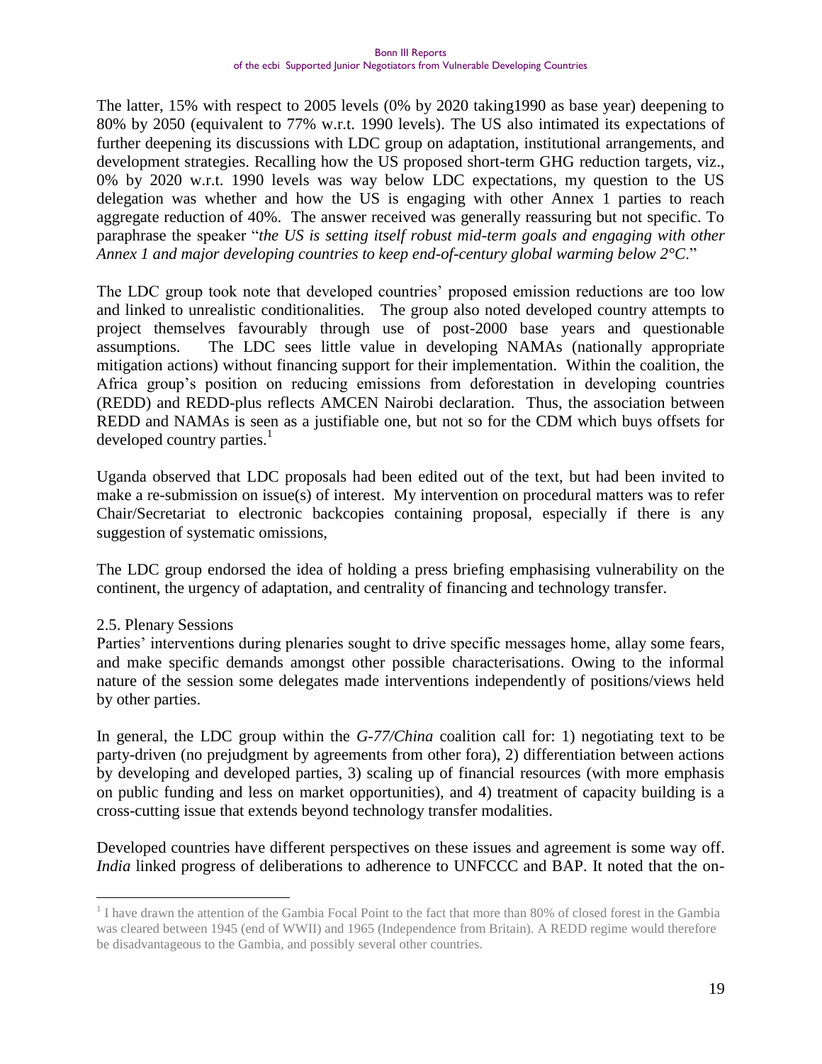The latter, 15% with respect to 2005 levels (0% by 2020 taking1990 as base year) deepening to 80% by 2050 (equivalent to 77% w.r.t. 1990 levels). The US also intimated its expectations of further deepening its discussions with LDC group on adaptation, institutional arrangements, and development strategies. Recalling how the US proposed short-term GHG reduction targets, viz., 0% by 2020 w.r.t. 1990 levels was way below LDC expectations, my question to the US delegation was whether and how the US is engaging with other Annex 1 parties to reach aggregate reduction of 40%. The answer received was generally reassuring but not specific. To paraphrase the speaker "*the US is setting itself robust mid-term goals and engaging with other Annex 1 and major developing countries to keep end-of-century global warming below 2°C*."

The LDC group took note that developed countries' proposed emission reductions are too low and linked to unrealistic conditionalities. The group also noted developed country attempts to project themselves favourably through use of post-2000 base years and questionable assumptions. The LDC sees little value in developing NAMAs (nationally appropriate mitigation actions) without financing support for their implementation. Within the coalition, the Africa group's position on reducing emissions from deforestation in developing countries (REDD) and REDD-plus reflects AMCEN Nairobi declaration. Thus, the association between REDD and NAMAs is seen as a justifiable one, but not so for the CDM which buys offsets for developed country parties.[1]

Uganda observed that LDC proposals had been edited out of the text, but had been invited to make a re-submission on issue(s) of interest. My intervention on procedural matters was to refer Chair/Secretariat to electronic backcopies containing proposal, especially if there is any suggestion of systematic omissions,

The LDC group endorsed the idea of holding a press briefing emphasising vulnerability on the continent, the urgency of adaptation, and centrality of financing and technology transfer.

## 2.5. Plenary Sessions

Parties' interventions during plenaries sought to drive specific messages home, allay some fears, and make specific demands amongst other possible characterisations. Owing to the informal nature of the session some delegates made interventions independently of positions/views held by other parties.

In general, the LDC group within the *G-77/China* coalition call for: 1) negotiating text to be party-driven (no prejudgment by agreements from other fora), 2) differentiation between actions by developing and developed parties, 3) scaling up of financial resources (with more emphasis on public funding and less on market opportunities), and 4) treatment of capacity building is a cross-cutting issue that extends beyond technology transfer modalities.

Developed countries have different perspectives on these issues and agreement is some way off. *India* linked progress of deliberations to adherence to UNFCCC and BAP. It noted that the on-

---

[1] I have drawn the attention of the Gambia Focal Point to the fact that more than 80% of closed forest in the Gambia was cleared between 1945 (end of WWII) and 1965 (Independence from Britain). A REDD regime would therefore be disadvantageous to the Gambia, and possibly several other countries.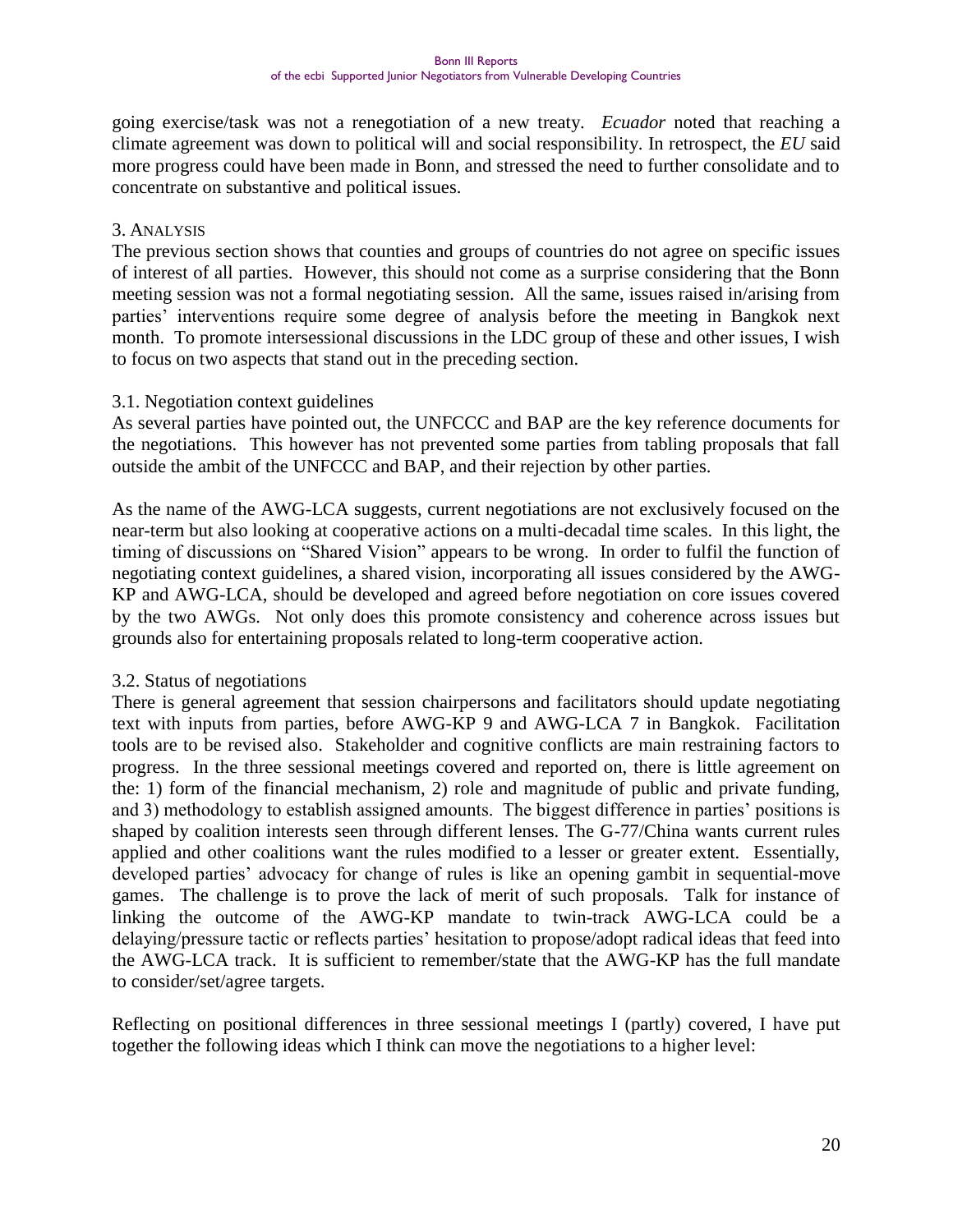going exercise/task was not a renegotiation of a new treaty. *Ecuador* noted that reaching a climate agreement was down to political will and social responsibility. In retrospect, the *EU* said more progress could have been made in Bonn, and stressed the need to further consolidate and to concentrate on substantive and political issues.

## 3. Analysis

The previous section shows that counties and groups of countries do not agree on specific issues of interest of all parties. However, this should not come as a surprise considering that the Bonn meeting session was not a formal negotiating session. All the same, issues raised in/arising from parties' interventions require some degree of analysis before the meeting in Bangkok next month. To promote intersessional discussions in the LDC group of these and other issues, I wish to focus on two aspects that stand out in the preceding section.

### 3.1. Negotiation context guidelines

As several parties have pointed out, the UNFCCC and BAP are the key reference documents for the negotiations. This however has not prevented some parties from tabling proposals that fall outside the ambit of the UNFCCC and BAP, and their rejection by other parties.

As the name of the AWG-LCA suggests, current negotiations are not exclusively focused on the near-term but also looking at cooperative actions on a multi-decadal time scales. In this light, the timing of discussions on "Shared Vision" appears to be wrong. In order to fulfil the function of negotiating context guidelines, a shared vision, incorporating all issues considered by the AWG-KP and AWG-LCA, should be developed and agreed before negotiation on core issues covered by the two AWGs. Not only does this promote consistency and coherence across issues but grounds also for entertaining proposals related to long-term cooperative action.

### 3.2. Status of negotiations

There is general agreement that session chairpersons and facilitators should update negotiating text with inputs from parties, before AWG-KP 9 and AWG-LCA 7 in Bangkok. Facilitation tools are to be revised also. Stakeholder and cognitive conflicts are main restraining factors to progress. In the three sessional meetings covered and reported on, there is little agreement on the: 1) form of the financial mechanism, 2) role and magnitude of public and private funding, and 3) methodology to establish assigned amounts. The biggest difference in parties' positions is shaped by coalition interests seen through different lenses. The G-77/China wants current rules applied and other coalitions want the rules modified to a lesser or greater extent. Essentially, developed parties' advocacy for change of rules is like an opening gambit in sequential-move games. The challenge is to prove the lack of merit of such proposals. Talk for instance of linking the outcome of the AWG-KP mandate to twin-track AWG-LCA could be a delaying/pressure tactic or reflects parties' hesitation to propose/adopt radical ideas that feed into the AWG-LCA track. It is sufficient to remember/state that the AWG-KP has the full mandate to consider/set/agree targets.

Reflecting on positional differences in three sessional meetings I (partly) covered, I have put together the following ideas which I think can move the negotiations to a higher level: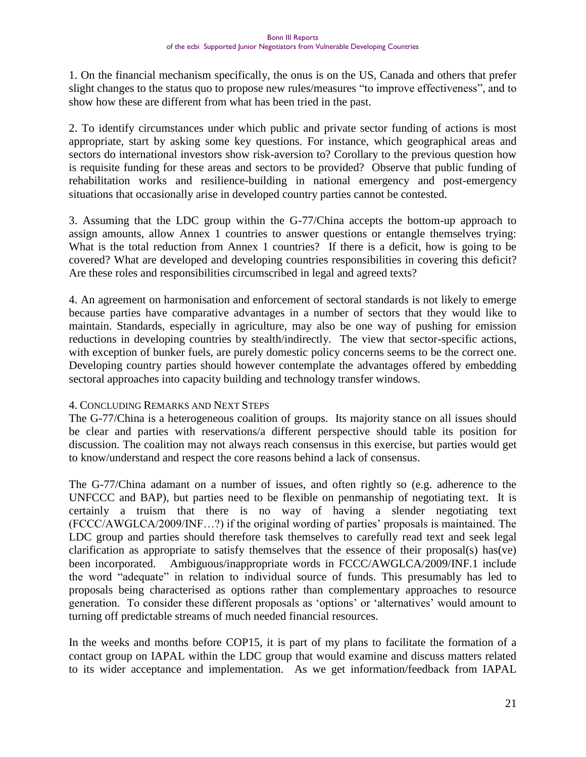1. On the financial mechanism specifically, the onus is on the US, Canada and others that prefer slight changes to the status quo to propose new rules/measures "to improve effectiveness", and to show how these are different from what has been tried in the past.

2. To identify circumstances under which public and private sector funding of actions is most appropriate, start by asking some key questions. For instance, which geographical areas and sectors do international investors show risk-aversion to? Corollary to the previous question how is requisite funding for these areas and sectors to be provided? Observe that public funding of rehabilitation works and resilience-building in national emergency and post-emergency situations that occasionally arise in developed country parties cannot be contested.

3. Assuming that the LDC group within the G-77/China accepts the bottom-up approach to assign amounts, allow Annex 1 countries to answer questions or entangle themselves trying: What is the total reduction from Annex 1 countries? If there is a deficit, how is going to be covered? What are developed and developing countries responsibilities in covering this deficit? Are these roles and responsibilities circumscribed in legal and agreed texts?

4. An agreement on harmonisation and enforcement of sectoral standards is not likely to emerge because parties have comparative advantages in a number of sectors that they would like to maintain. Standards, especially in agriculture, may also be one way of pushing for emission reductions in developing countries by stealth/indirectly. The view that sector-specific actions, with exception of bunker fuels, are purely domestic policy concerns seems to be the correct one. Developing country parties should however contemplate the advantages offered by embedding sectoral approaches into capacity building and technology transfer windows.

## 4. Concluding Remarks and Next Steps

The G-77/China is a heterogeneous coalition of groups. Its majority stance on all issues should be clear and parties with reservations/a different perspective should table its position for discussion. The coalition may not always reach consensus in this exercise, but parties would get to know/understand and respect the core reasons behind a lack of consensus.

The G-77/China adamant on a number of issues, and often rightly so (e.g. adherence to the UNFCCC and BAP), but parties need to be flexible on penmanship of negotiating text. It is certainly a truism that there is no way of having a slender negotiating text (FCCC/AWGLCA/2009/INF…?) if the original wording of parties' proposals is maintained. The LDC group and parties should therefore task themselves to carefully read text and seek legal clarification as appropriate to satisfy themselves that the essence of their proposal(s) has(ve) been incorporated. Ambiguous/inappropriate words in FCCC/AWGLCA/2009/INF.1 include the word "adequate" in relation to individual source of funds. This presumably has led to proposals being characterised as options rather than complementary approaches to resource generation. To consider these different proposals as 'options' or 'alternatives' would amount to turning off predictable streams of much needed financial resources.

In the weeks and months before COP15, it is part of my plans to facilitate the formation of a contact group on IAPAL within the LDC group that would examine and discuss matters related to its wider acceptance and implementation. As we get information/feedback from IAPAL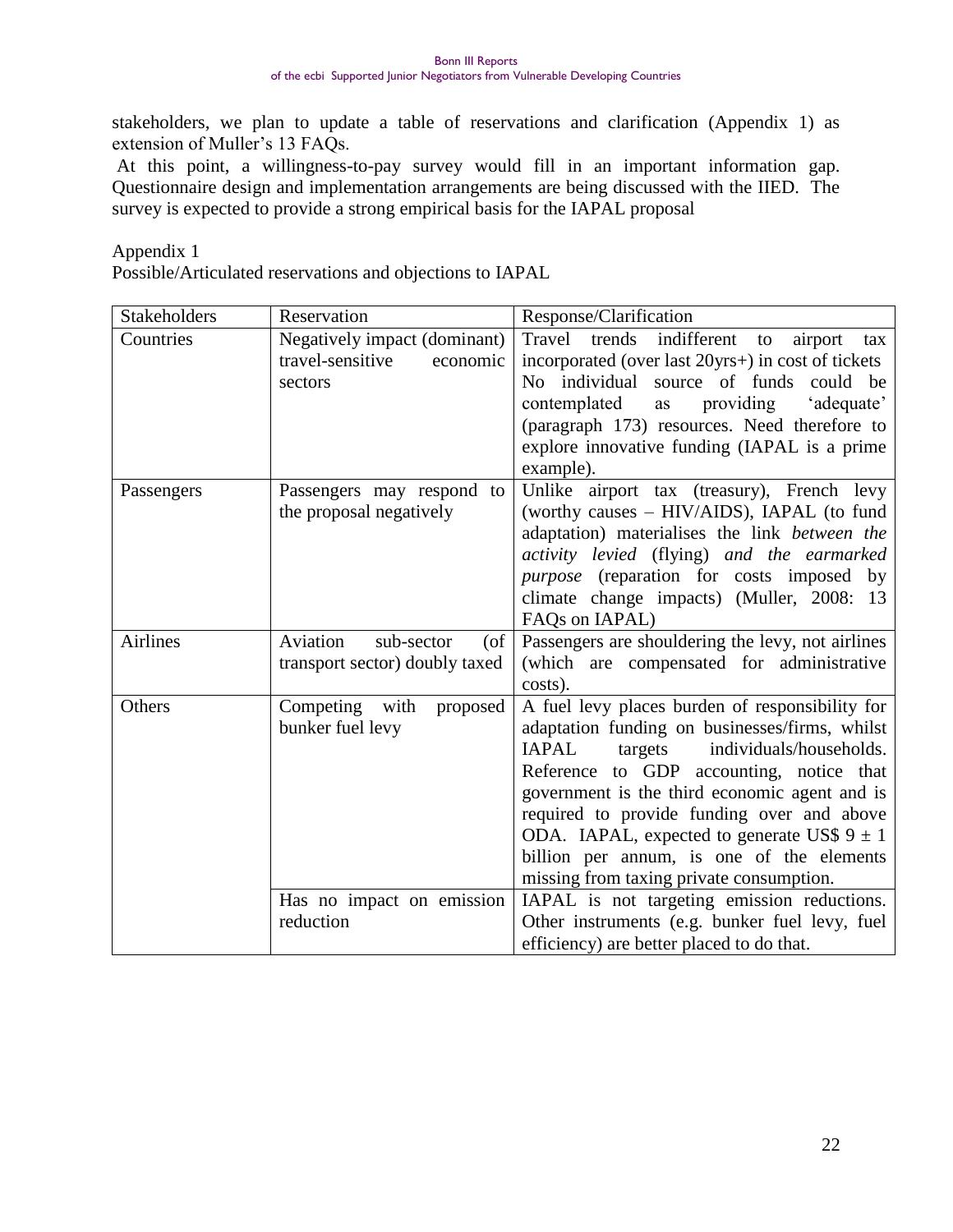stakeholders, we plan to update a table of reservations and clarification (Appendix 1) as extension of Muller's 13 FAQs.

At this point, a willingness-to-pay survey would fill in an important information gap. Questionnaire design and implementation arrangements are being discussed with the IIED. The survey is expected to provide a strong empirical basis for the IAPAL proposal

Appendix 1

Possible/Articulated reservations and objections to IAPAL

| Stakeholders | Reservation | Response/Clarification |
|---|---|---|
| Countries | Negatively impact (dominant) travel-sensitive economic sectors | Travel trends indifferent to airport tax incorporated (over last 20yrs+) in cost of tickets No individual source of funds could be contemplated as providing 'adequate' (paragraph 173) resources. Need therefore to explore innovative funding (IAPAL is a prime example). |
| Passengers | Passengers may respond to the proposal negatively | Unlike airport tax (treasury), French levy (worthy causes – HIV/AIDS), IAPAL (to fund adaptation) materialises the link *between the activity levied* (flying) *and the earmarked purpose* (reparation for costs imposed by climate change impacts) (Muller, 2008: 13 FAQs on IAPAL) |
| Airlines | Aviation sub-sector (of transport sector) doubly taxed | Passengers are shouldering the levy, not airlines (which are compensated for administrative costs). |
| Others | Competing with proposed bunker fuel levy | A fuel levy places burden of responsibility for adaptation funding on businesses/firms, whilst IAPAL targets individuals/households. Reference to GDP accounting, notice that government is the third economic agent and is required to provide funding over and above ODA. IAPAL, expected to generate US$ $9 \pm 1$ billion per annum, is one of the elements missing from taxing private consumption. |
| | Has no impact on emission reduction | IAPAL is not targeting emission reductions. Other instruments (e.g. bunker fuel levy, fuel efficiency) are better placed to do that. |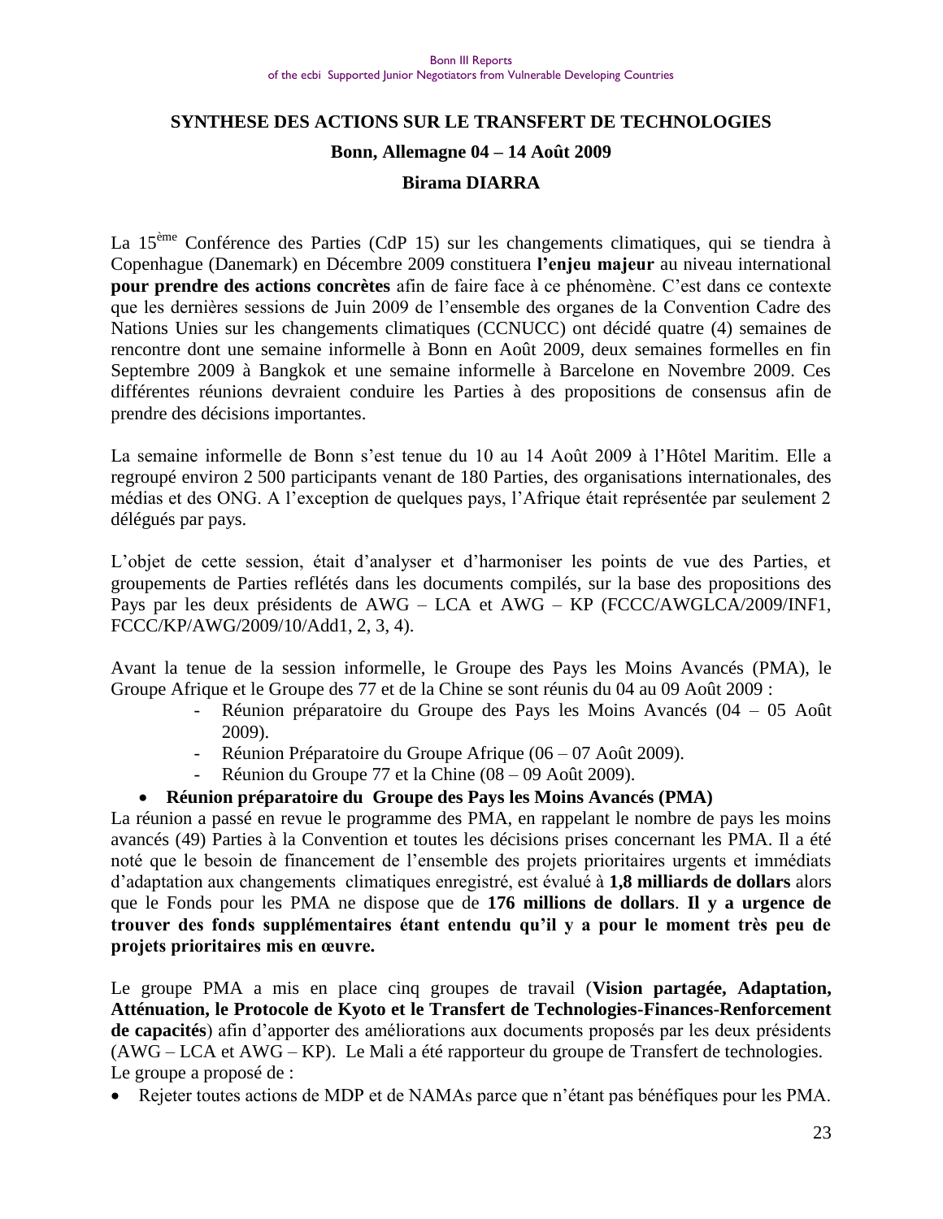# SYNTHESE DES ACTIONS SUR LE TRANSFERT DE TECHNOLOGIES

## Bonn, Allemagne 04 – 14 Août 2009

### Birama DIARRA

La 15[ème] Conférence des Parties (CdP 15) sur les changements climatiques, qui se tiendra à Copenhague (Danemark) en Décembre 2009 constituera **l'enjeu majeur** au niveau international **pour prendre des actions concrètes** afin de faire face à ce phénomène. C'est dans ce contexte que les dernières sessions de Juin 2009 de l'ensemble des organes de la Convention Cadre des Nations Unies sur les changements climatiques (CCNUCC) ont décidé quatre (4) semaines de rencontre dont une semaine informelle à Bonn en Août 2009, deux semaines formelles en fin Septembre 2009 à Bangkok et une semaine informelle à Barcelone en Novembre 2009. Ces différentes réunions devraient conduire les Parties à des propositions de consensus afin de prendre des décisions importantes.

La semaine informelle de Bonn s'est tenue du 10 au 14 Août 2009 à l'Hôtel Maritim. Elle a regroupé environ 2 500 participants venant de 180 Parties, des organisations internationales, des médias et des ONG. A l'exception de quelques pays, l'Afrique était représentée par seulement 2 délégués par pays.

L'objet de cette session, était d'analyser et d'harmoniser les points de vue des Parties, et groupements de Parties reflétés dans les documents compilés, sur la base des propositions des Pays par les deux présidents de AWG – LCA et AWG – KP (FCCC/AWGLCA/2009/INF1, FCCC/KP/AWG/2009/10/Add1, 2, 3, 4).

Avant la tenue de la session informelle, le Groupe des Pays les Moins Avancés (PMA), le Groupe Afrique et le Groupe des 77 et de la Chine se sont réunis du 04 au 09 Août 2009 :

- Réunion préparatoire du Groupe des Pays les Moins Avancés (04 – 05 Août 2009).
- Réunion Préparatoire du Groupe Afrique (06 – 07 Août 2009).
- Réunion du Groupe 77 et la Chine (08 – 09 Août 2009).

- **Réunion préparatoire du Groupe des Pays les Moins Avancés (PMA)**

La réunion a passé en revue le programme des PMA, en rappelant le nombre de pays les moins avancés (49) Parties à la Convention et toutes les décisions prises concernant les PMA. Il a été noté que le besoin de financement de l'ensemble des projets prioritaires urgents et immédiats d'adaptation aux changements climatiques enregistré, est évalué à **1,8 milliards de dollars** alors que le Fonds pour les PMA ne dispose que de **176 millions de dollars**. **Il y a urgence de trouver des fonds supplémentaires étant entendu qu'il y a pour le moment très peu de projets prioritaires mis en œuvre.**

Le groupe PMA a mis en place cinq groupes de travail (**Vision partagée, Adaptation, Atténuation, le Protocole de Kyoto et le Transfert de Technologies-Finances-Renforcement de capacités**) afin d'apporter des améliorations aux documents proposés par les deux présidents (AWG – LCA et AWG – KP). Le Mali a été rapporteur du groupe de Transfert de technologies. Le groupe a proposé de :

- Rejeter toutes actions de MDP et de NAMAs parce que n'étant pas bénéfiques pour les PMA.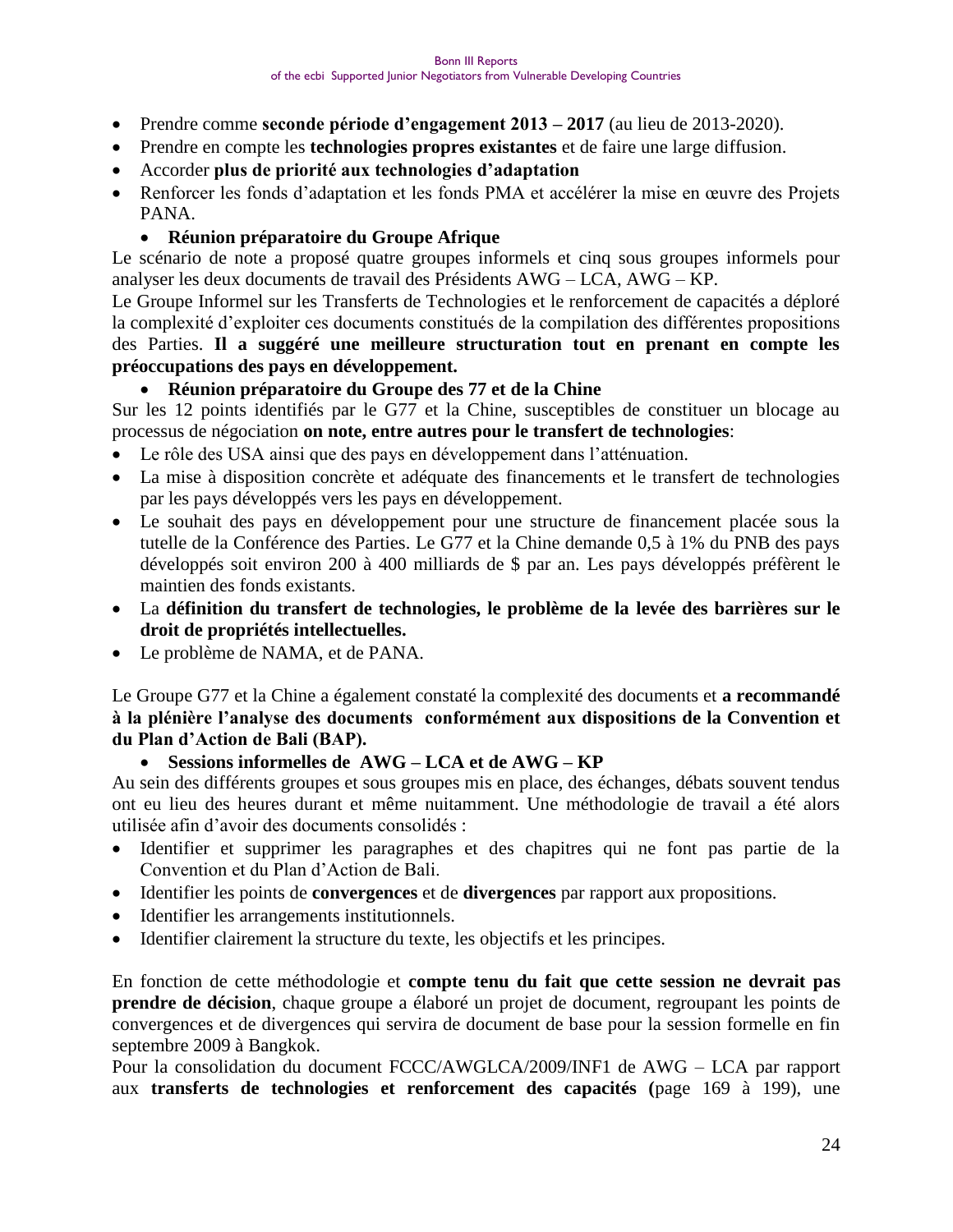- Prendre comme **seconde période d'engagement 2013 – 2017** (au lieu de 2013-2020).
- Prendre en compte les **technologies propres existantes** et de faire une large diffusion.
- Accorder **plus de priorité aux technologies d'adaptation**
- Renforcer les fonds d'adaptation et les fonds PMA et accélérer la mise en œuvre des Projets PANA.

- **Réunion préparatoire du Groupe Afrique**

Le scénario de note a proposé quatre groupes informels et cinq sous groupes informels pour analyser les deux documents de travail des Présidents AWG – LCA, AWG – KP.

Le Groupe Informel sur les Transferts de Technologies et le renforcement de capacités a déploré la complexité d'exploiter ces documents constitués de la compilation des différentes propositions des Parties. **Il a suggéré une meilleure structuration tout en prenant en compte les préoccupations des pays en développement.**

- **Réunion préparatoire du Groupe des 77 et de la Chine**

Sur les 12 points identifiés par le G77 et la Chine, susceptibles de constituer un blocage au processus de négociation **on note, entre autres pour le transfert de technologies**:

- Le rôle des USA ainsi que des pays en développement dans l'atténuation.
- La mise à disposition concrète et adéquate des financements et le transfert de technologies par les pays développés vers les pays en développement.
- Le souhait des pays en développement pour une structure de financement placée sous la tutelle de la Conférence des Parties. Le G77 et la Chine demande 0,5 à 1% du PNB des pays développés soit environ 200 à 400 milliards de $ par an. Les pays développés préfèrent le maintien des fonds existants.
- La **définition du transfert de technologies, le problème de la levée des barrières sur le droit de propriétés intellectuelles.**
- Le problème de NAMA, et de PANA.

Le Groupe G77 et la Chine a également constaté la complexité des documents et **a recommandé à la plénière l'analyse des documents conformément aux dispositions de la Convention et du Plan d'Action de Bali (BAP).**

- **Sessions informelles de AWG – LCA et de AWG – KP**

Au sein des différents groupes et sous groupes mis en place, des échanges, débats souvent tendus ont eu lieu des heures durant et même nuitamment. Une méthodologie de travail a été alors utilisée afin d'avoir des documents consolidés :

- Identifier et supprimer les paragraphes et des chapitres qui ne font pas partie de la Convention et du Plan d'Action de Bali.
- Identifier les points de **convergences** et de **divergences** par rapport aux propositions.
- Identifier les arrangements institutionnels.
- Identifier clairement la structure du texte, les objectifs et les principes.

En fonction de cette méthodologie et **compte tenu du fait que cette session ne devrait pas prendre de décision**, chaque groupe a élaboré un projet de document, regroupant les points de convergences et de divergences qui servira de document de base pour la session formelle en fin septembre 2009 à Bangkok.

Pour la consolidation du document FCCC/AWGLCA/2009/INF1 de AWG – LCA par rapport aux **transferts de technologies et renforcement des capacités (**page 169 à 199), une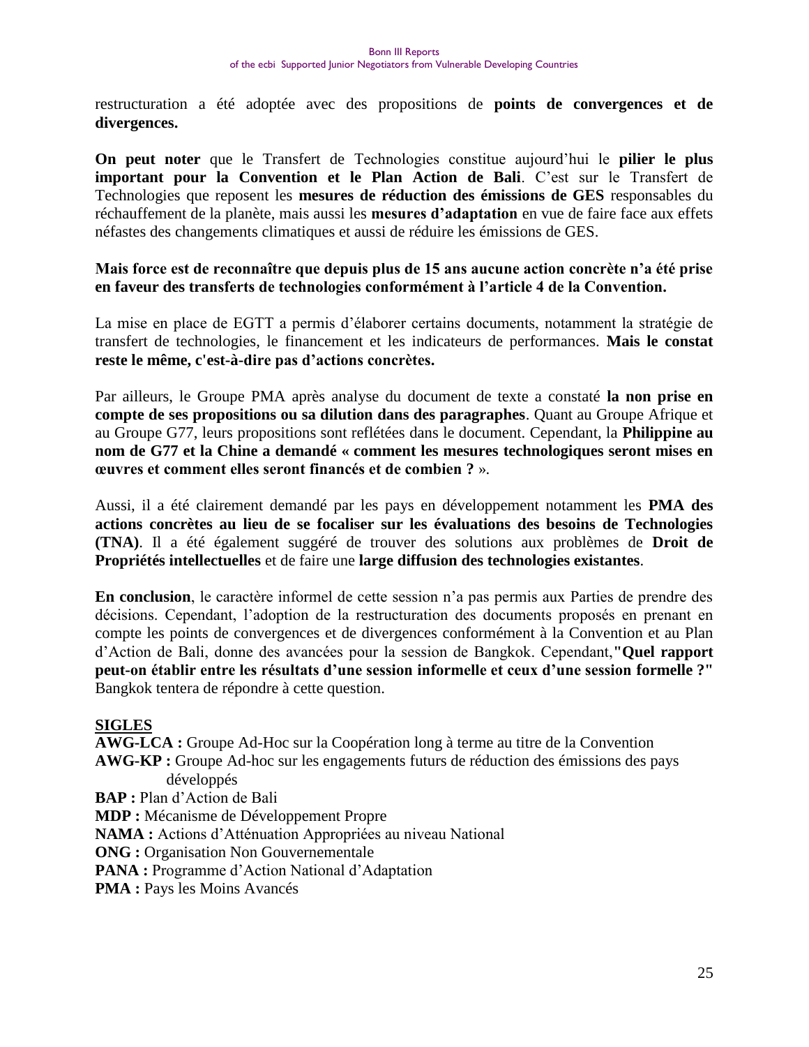restructuration a été adoptée avec des propositions de **points de convergences et de divergences.**

**On peut noter** que le Transfert de Technologies constitue aujourd'hui le **pilier le plus important pour la Convention et le Plan Action de Bali**. C'est sur le Transfert de Technologies que reposent les **mesures de réduction des émissions de GES** responsables du réchauffement de la planète, mais aussi les **mesures d'adaptation** en vue de faire face aux effets néfastes des changements climatiques et aussi de réduire les émissions de GES.

**Mais force est de reconnaître que depuis plus de 15 ans aucune action concrète n'a été prise en faveur des transferts de technologies conformément à l'article 4 de la Convention.**

La mise en place de EGTT a permis d'élaborer certains documents, notamment la stratégie de transfert de technologies, le financement et les indicateurs de performances. **Mais le constat reste le même, c'est-à-dire pas d'actions concrètes.**

Par ailleurs, le Groupe PMA après analyse du document de texte a constaté **la non prise en compte de ses propositions ou sa dilution dans des paragraphes**. Quant au Groupe Afrique et au Groupe G77, leurs propositions sont reflétées dans le document. Cependant, la **Philippine au nom de G77 et la Chine a demandé « comment les mesures technologiques seront mises en œuvres et comment elles seront financés et de combien ?** ».

Aussi, il a été clairement demandé par les pays en développement notamment les **PMA des actions concrètes au lieu de se focaliser sur les évaluations des besoins de Technologies (TNA)**. Il a été également suggéré de trouver des solutions aux problèmes de **Droit de Propriétés intellectuelles** et de faire une **large diffusion des technologies existantes**.

**En conclusion**, le caractère informel de cette session n'a pas permis aux Parties de prendre des décisions. Cependant, l'adoption de la restructuration des documents proposés en prenant en compte les points de convergences et de divergences conformément à la Convention et au Plan d'Action de Bali, donne des avancées pour la session de Bangkok. Cependant,**"Quel rapport peut-on établir entre les résultats d'une session informelle et ceux d'une session formelle ?"** Bangkok tentera de répondre à cette question.

**SIGLES**

**AWG-LCA :** Groupe Ad-Hoc sur la Coopération long à terme au titre de la Convention
**AWG-KP :** Groupe Ad-hoc sur les engagements futurs de réduction des émissions des pays développés
**BAP :** Plan d'Action de Bali
**MDP :** Mécanisme de Développement Propre
**NAMA :** Actions d'Atténuation Appropriées au niveau National
**ONG :** Organisation Non Gouvernementale
**PANA :** Programme d'Action National d'Adaptation
**PMA :** Pays les Moins Avancés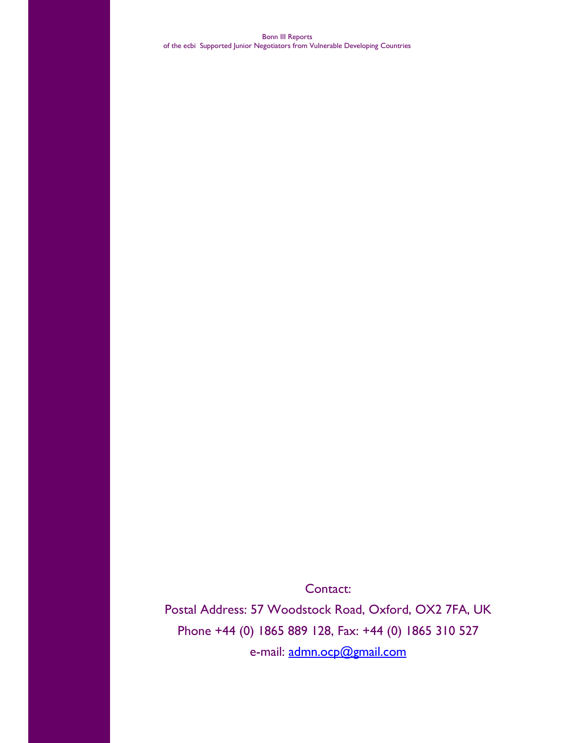Contact:

Postal Address: 57 Woodstock Road, Oxford, OX2 7FA, UK

Phone +44 (0) 1865 889 128, Fax: +44 (0) 1865 310 527

e-mail: admn.ocp@gmail.com